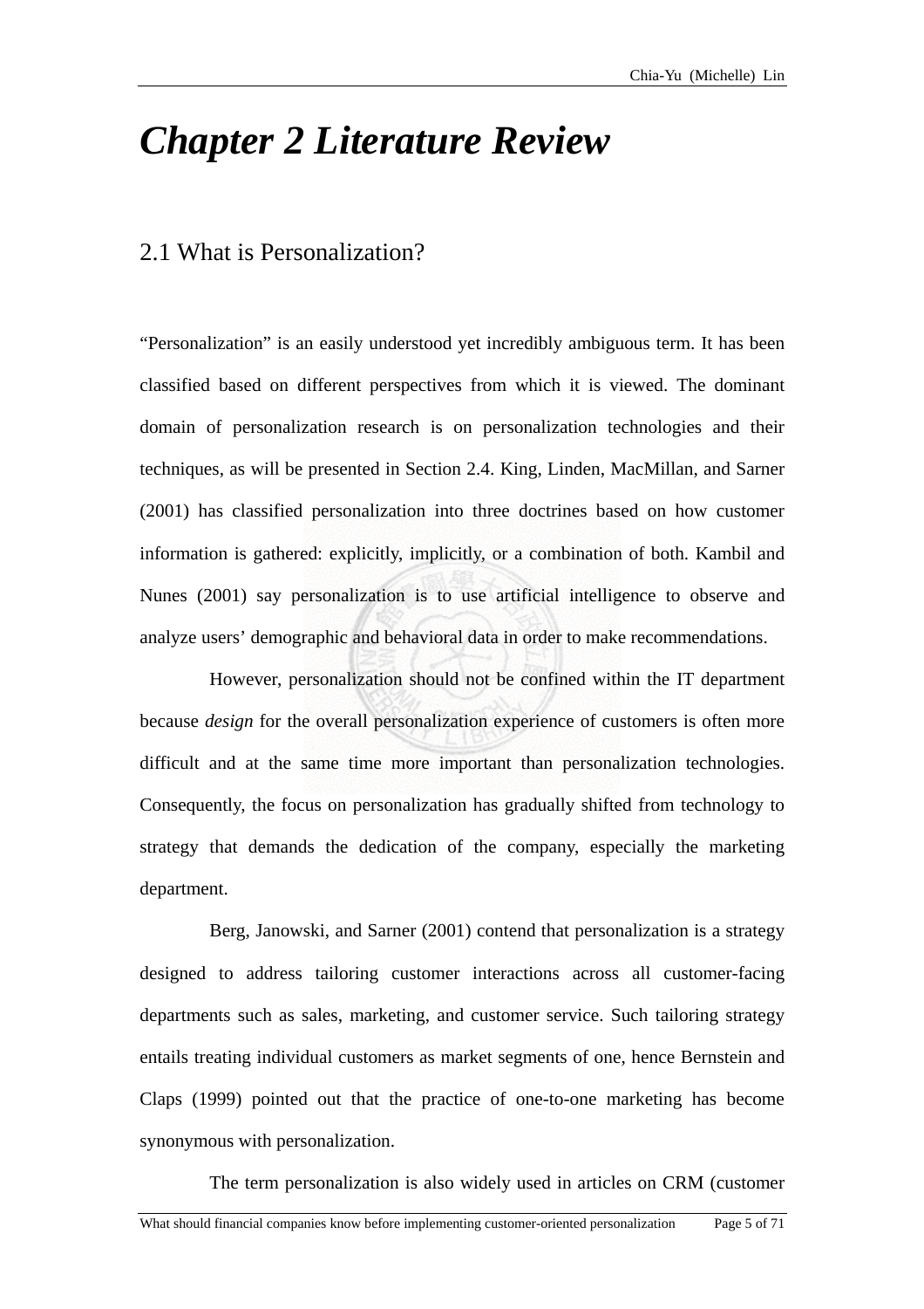# *Chapter 2 Literature Review*

## 2.1 What is Personalization?

"Personalization" is an easily understood yet incredibly ambiguous term. It has been classified based on different perspectives from which it is viewed. The dominant domain of personalization research is on personalization technologies and their techniques, as will be presented in Section 2.4. King, Linden, MacMillan, and Sarner (2001) has classified personalization into three doctrines based on how customer information is gathered: explicitly, implicitly, or a combination of both. Kambil and Nunes (2001) say personalization is to use artificial intelligence to observe and analyze users' demographic and behavioral data in order to make recommendations.

However, personalization should not be confined within the IT department because *design* for the overall personalization experience of customers is often more difficult and at the same time more important than personalization technologies. Consequently, the focus on personalization has gradually shifted from technology to strategy that demands the dedication of the company, especially the marketing department.

Berg, Janowski, and Sarner (2001) contend that personalization is a strategy designed to address tailoring customer interactions across all customer-facing departments such as sales, marketing, and customer service. Such tailoring strategy entails treating individual customers as market segments of one, hence Bernstein and Claps (1999) pointed out that the practice of one-to-one marketing has become synonymous with personalization.

The term personalization is also widely used in articles on CRM (customer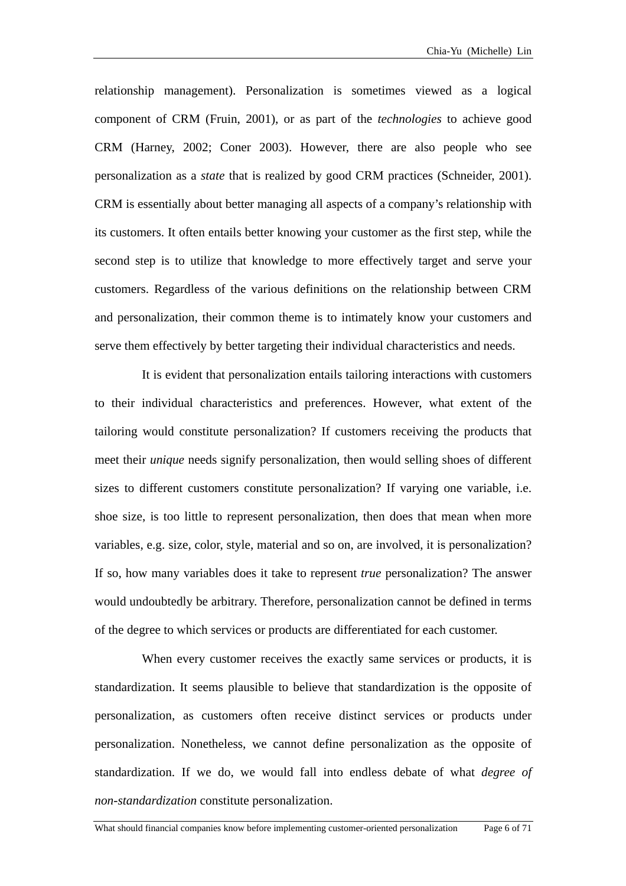relationship management). Personalization is sometimes viewed as a logical component of CRM (Fruin, 2001), or as part of the *technologies* to achieve good CRM (Harney, 2002; Coner 2003). However, there are also people who see personalization as a *state* that is realized by good CRM practices (Schneider, 2001). CRM is essentially about better managing all aspects of a company's relationship with its customers. It often entails better knowing your customer as the first step, while the second step is to utilize that knowledge to more effectively target and serve your customers. Regardless of the various definitions on the relationship between CRM and personalization, their common theme is to intimately know your customers and serve them effectively by better targeting their individual characteristics and needs.

It is evident that personalization entails tailoring interactions with customers to their individual characteristics and preferences. However, what extent of the tailoring would constitute personalization? If customers receiving the products that meet their *unique* needs signify personalization, then would selling shoes of different sizes to different customers constitute personalization? If varying one variable, i.e. shoe size, is too little to represent personalization, then does that mean when more variables, e.g. size, color, style, material and so on, are involved, it is personalization? If so, how many variables does it take to represent *true* personalization? The answer would undoubtedly be arbitrary. Therefore, personalization cannot be defined in terms of the degree to which services or products are differentiated for each customer.

When every customer receives the exactly same services or products, it is standardization. It seems plausible to believe that standardization is the opposite of personalization, as customers often receive distinct services or products under personalization. Nonetheless, we cannot define personalization as the opposite of standardization. If we do, we would fall into endless debate of what *degree of non-standardization* constitute personalization.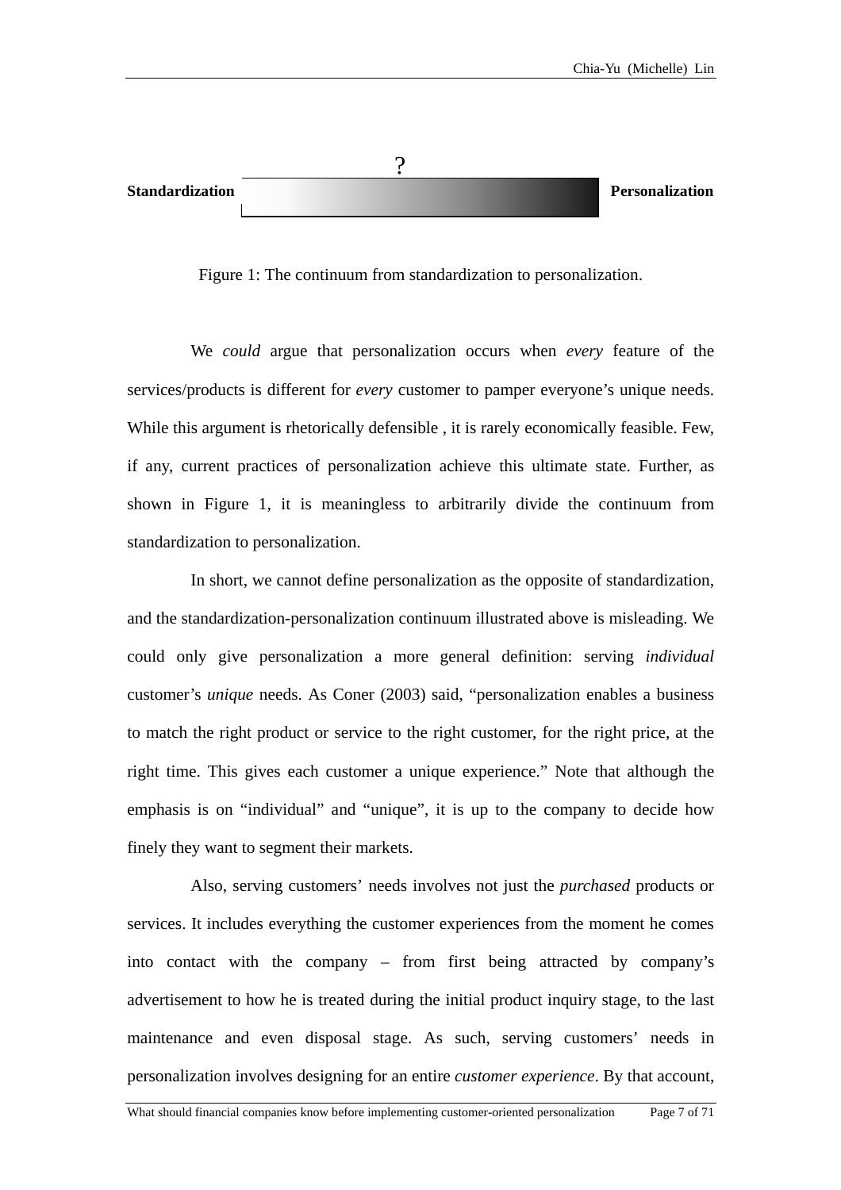?

**Standardization** | **Personalization**

Figure 1: The continuum from standardization to personalization.

We *could* argue that personalization occurs when *every* feature of the services/products is different for *every* customer to pamper everyone's unique needs. While this argument is rhetorically defensible , it is rarely economically feasible. Few, if any, current practices of personalization achieve this ultimate state. Further, as shown in Figure 1, it is meaningless to arbitrarily divide the continuum from standardization to personalization.

In short, we cannot define personalization as the opposite of standardization, and the standardization-personalization continuum illustrated above is misleading. We could only give personalization a more general definition: serving *individual* customer's *unique* needs. As Coner (2003) said, "personalization enables a business to match the right product or service to the right customer, for the right price, at the right time. This gives each customer a unique experience." Note that although the emphasis is on "individual" and "unique", it is up to the company to decide how finely they want to segment their markets.

Also, serving customers' needs involves not just the *purchased* products or services. It includes everything the customer experiences from the moment he comes into contact with the company – from first being attracted by company's advertisement to how he is treated during the initial product inquiry stage, to the last maintenance and even disposal stage. As such, serving customers' needs in personalization involves designing for an entire *customer experience*. By that account,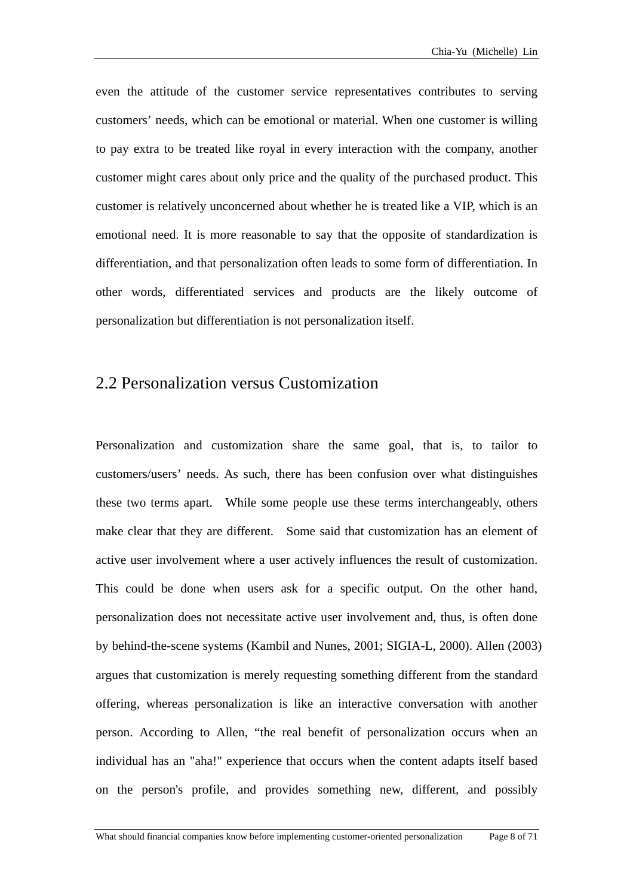even the attitude of the customer service representatives contributes to serving customers' needs, which can be emotional or material. When one customer is willing to pay extra to be treated like royal in every interaction with the company, another customer might cares about only price and the quality of the purchased product. This customer is relatively unconcerned about whether he is treated like a VIP, which is an emotional need. It is more reasonable to say that the opposite of standardization is differentiation, and that personalization often leads to some form of differentiation. In other words, differentiated services and products are the likely outcome of personalization but differentiation is not personalization itself.

## 2.2 Personalization versus Customization

Personalization and customization share the same goal, that is, to tailor to customers/users' needs. As such, there has been confusion over what distinguishes these two terms apart. While some people use these terms interchangeably, others make clear that they are different. Some said that customization has an element of active user involvement where a user actively influences the result of customization. This could be done when users ask for a specific output. On the other hand, personalization does not necessitate active user involvement and, thus, is often done by behind-the-scene systems (Kambil and Nunes, 2001; SIGIA-L, 2000). Allen (2003) argues that customization is merely requesting something different from the standard offering, whereas personalization is like an interactive conversation with another person. According to Allen, "the real benefit of personalization occurs when an individual has an "aha!" experience that occurs when the content adapts itself based on the person's profile, and provides something new, different, and possibly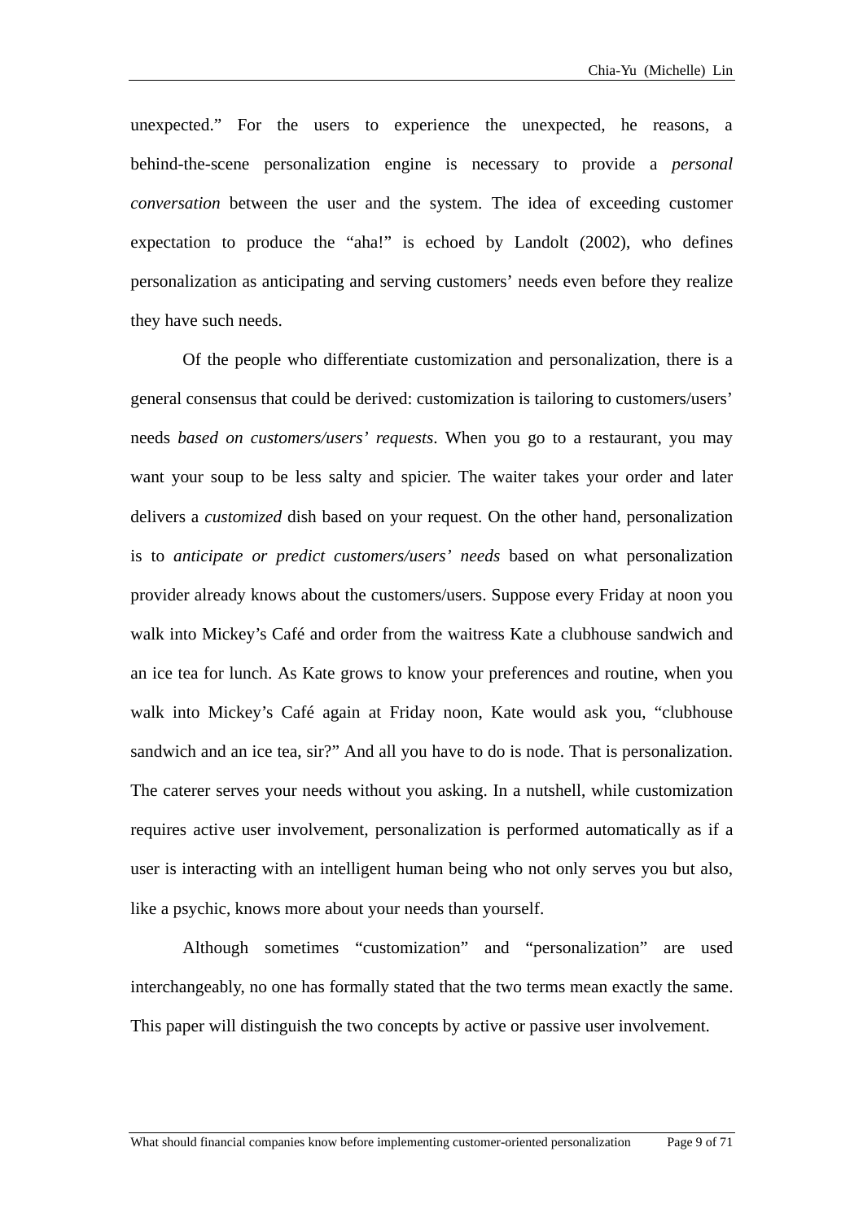unexpected." For the users to experience the unexpected, he reasons, a behind-the-scene personalization engine is necessary to provide a *personal conversation* between the user and the system. The idea of exceeding customer expectation to produce the "aha!" is echoed by Landolt (2002), who defines personalization as anticipating and serving customers' needs even before they realize they have such needs.

Of the people who differentiate customization and personalization, there is a general consensus that could be derived: customization is tailoring to customers/users' needs *based on customers/users' requests*. When you go to a restaurant, you may want your soup to be less salty and spicier. The waiter takes your order and later delivers a *customized* dish based on your request. On the other hand, personalization is to *anticipate or predict customers/users' needs* based on what personalization provider already knows about the customers/users. Suppose every Friday at noon you walk into Mickey's Café and order from the waitress Kate a clubhouse sandwich and an ice tea for lunch. As Kate grows to know your preferences and routine, when you walk into Mickey's Café again at Friday noon, Kate would ask you, "clubhouse sandwich and an ice tea, sir?" And all you have to do is node. That is personalization. The caterer serves your needs without you asking. In a nutshell, while customization requires active user involvement, personalization is performed automatically as if a user is interacting with an intelligent human being who not only serves you but also, like a psychic, knows more about your needs than yourself.

Although sometimes "customization" and "personalization" are used interchangeably, no one has formally stated that the two terms mean exactly the same. This paper will distinguish the two concepts by active or passive user involvement.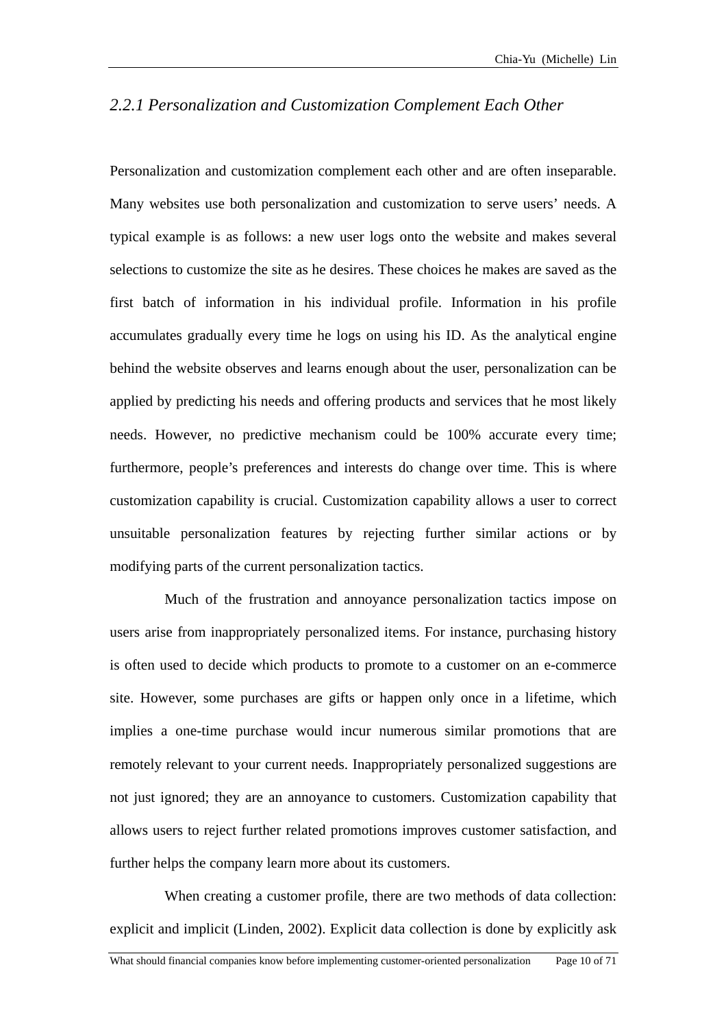### *2.2.1 Personalization and Customization Complement Each Other*

Personalization and customization complement each other and are often inseparable. Many websites use both personalization and customization to serve users' needs. A typical example is as follows: a new user logs onto the website and makes several selections to customize the site as he desires. These choices he makes are saved as the first batch of information in his individual profile. Information in his profile accumulates gradually every time he logs on using his ID. As the analytical engine behind the website observes and learns enough about the user, personalization can be applied by predicting his needs and offering products and services that he most likely needs. However, no predictive mechanism could be 100% accurate every time; furthermore, people's preferences and interests do change over time. This is where customization capability is crucial. Customization capability allows a user to correct unsuitable personalization features by rejecting further similar actions or by modifying parts of the current personalization tactics.

Much of the frustration and annoyance personalization tactics impose on users arise from inappropriately personalized items. For instance, purchasing history is often used to decide which products to promote to a customer on an e-commerce site. However, some purchases are gifts or happen only once in a lifetime, which implies a one-time purchase would incur numerous similar promotions that are remotely relevant to your current needs. Inappropriately personalized suggestions are not just ignored; they are an annoyance to customers. Customization capability that allows users to reject further related promotions improves customer satisfaction, and further helps the company learn more about its customers.

When creating a customer profile, there are two methods of data collection: explicit and implicit (Linden, 2002). Explicit data collection is done by explicitly ask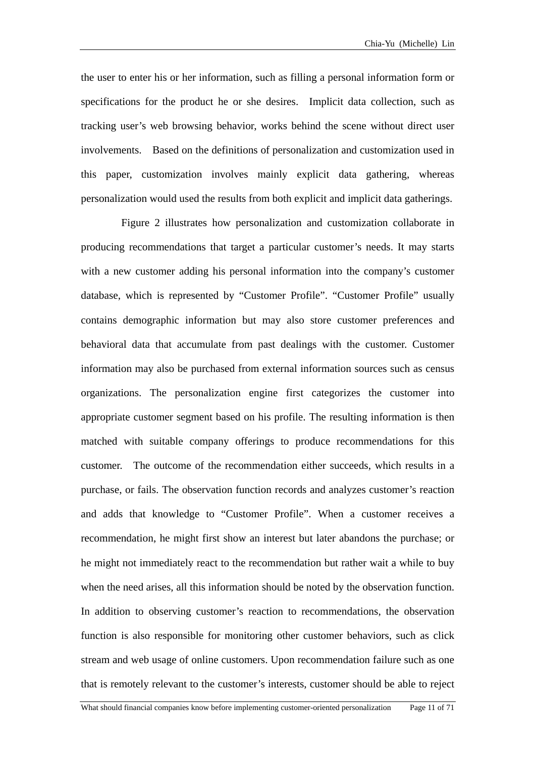the user to enter his or her information, such as filling a personal information form or specifications for the product he or she desires. Implicit data collection, such as tracking user's web browsing behavior, works behind the scene without direct user involvements. Based on the definitions of personalization and customization used in this paper, customization involves mainly explicit data gathering, whereas personalization would used the results from both explicit and implicit data gatherings.

Figure 2 illustrates how personalization and customization collaborate in producing recommendations that target a particular customer's needs. It may starts with a new customer adding his personal information into the company's customer database, which is represented by "Customer Profile". "Customer Profile" usually contains demographic information but may also store customer preferences and behavioral data that accumulate from past dealings with the customer. Customer information may also be purchased from external information sources such as census organizations. The personalization engine first categorizes the customer into appropriate customer segment based on his profile. The resulting information is then matched with suitable company offerings to produce recommendations for this customer. The outcome of the recommendation either succeeds, which results in a purchase, or fails. The observation function records and analyzes customer's reaction and adds that knowledge to "Customer Profile". When a customer receives a recommendation, he might first show an interest but later abandons the purchase; or he might not immediately react to the recommendation but rather wait a while to buy when the need arises, all this information should be noted by the observation function. In addition to observing customer's reaction to recommendations, the observation function is also responsible for monitoring other customer behaviors, such as click stream and web usage of online customers. Upon recommendation failure such as one that is remotely relevant to the customer's interests, customer should be able to reject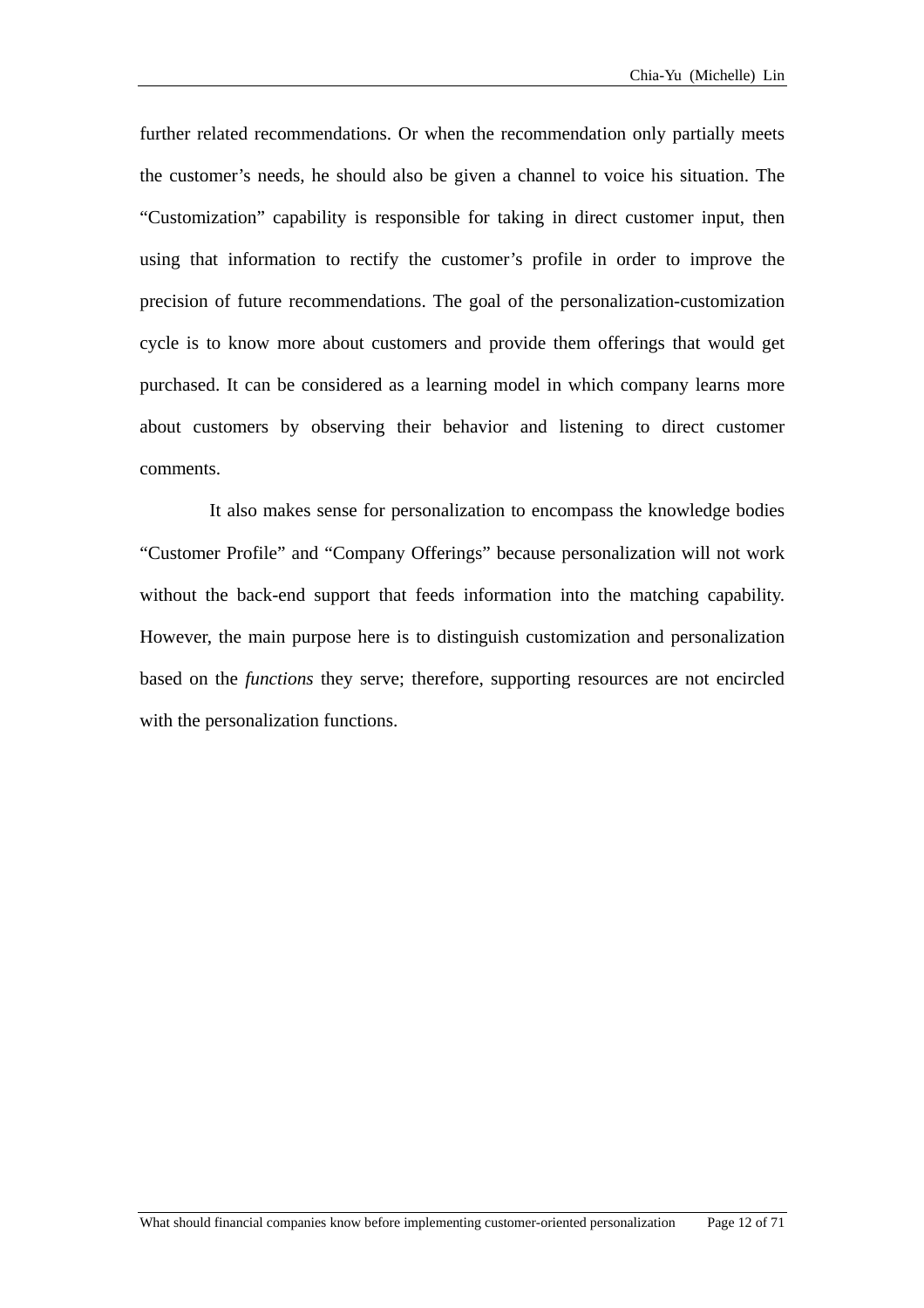further related recommendations. Or when the recommendation only partially meets the customer's needs, he should also be given a channel to voice his situation. The "Customization" capability is responsible for taking in direct customer input, then using that information to rectify the customer's profile in order to improve the precision of future recommendations. The goal of the personalization-customization cycle is to know more about customers and provide them offerings that would get purchased. It can be considered as a learning model in which company learns more about customers by observing their behavior and listening to direct customer comments.

It also makes sense for personalization to encompass the knowledge bodies "Customer Profile" and "Company Offerings" because personalization will not work without the back-end support that feeds information into the matching capability. However, the main purpose here is to distinguish customization and personalization based on the *functions* they serve; therefore, supporting resources are not encircled with the personalization functions.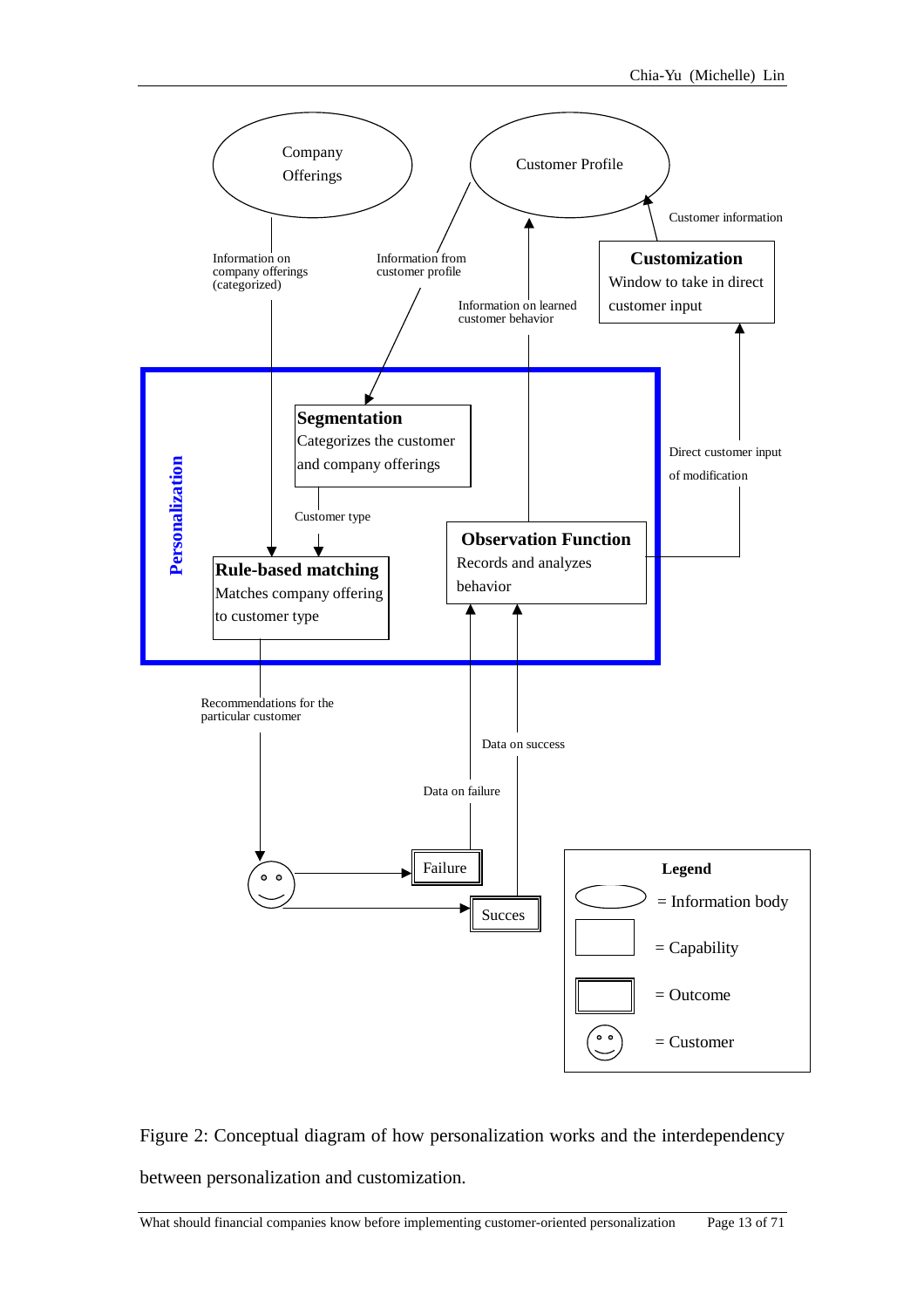Company Offerings

Customer Profile

Information on company offerings (categorized)

Information from customer profile

Information on learned customer behavior

Customer information

**Customization**
Window to take in direct customer input

**Personalization**

**Segmentation**
Categorizes the customer and company offerings

Customer type

Direct customer input of modification

**Rule-based matching**
Matches company offering to customer type

**Observation Function**
Records and analyzes behavior

Recommendations for the particular customer

Data on success

Data on failure

Failure

Succes

**Legend**

= Information body

= Capability

= Outcome

= Customer

Figure 2: Conceptual diagram of how personalization works and the interdependency between personalization and customization.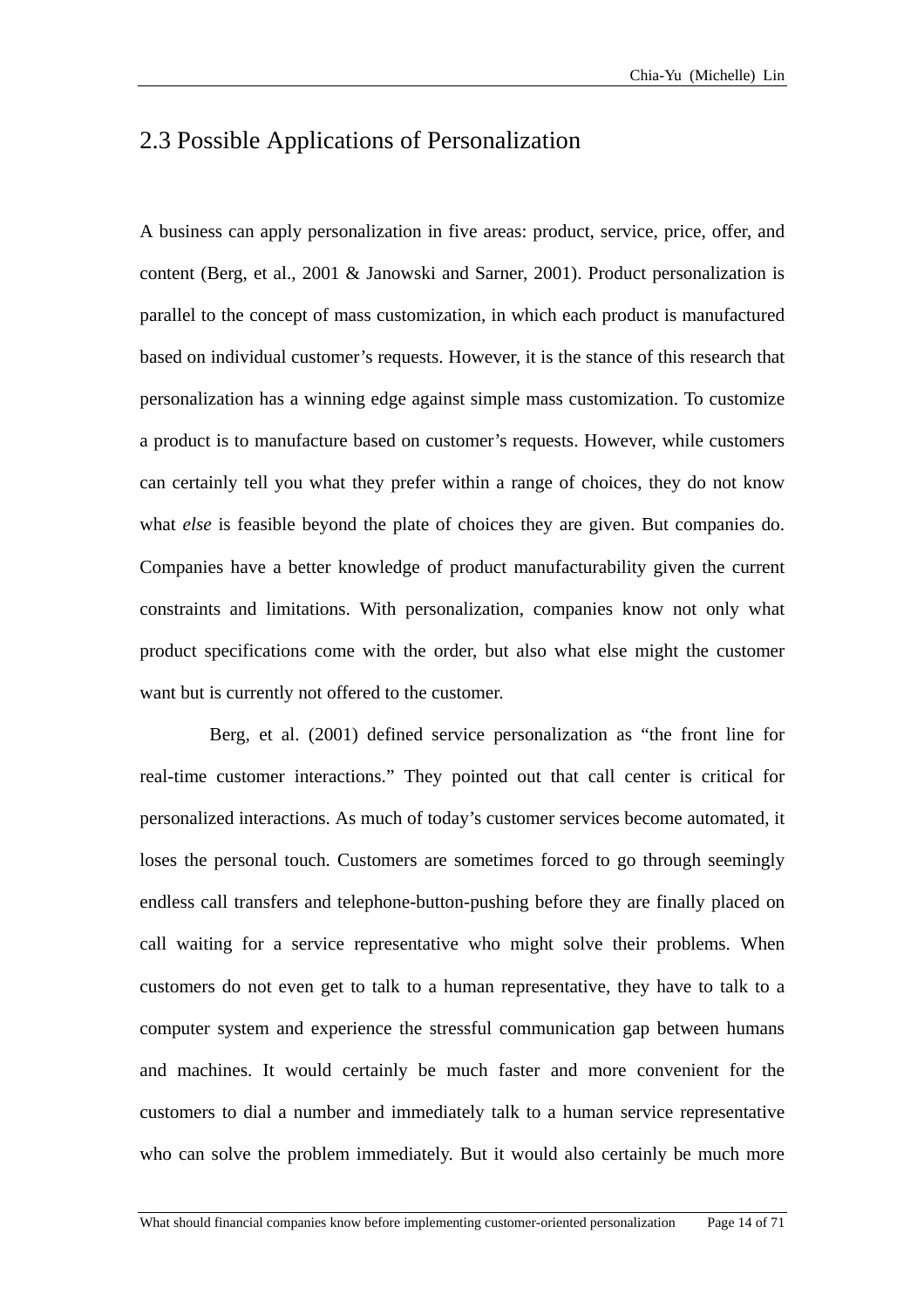## 2.3 Possible Applications of Personalization

A business can apply personalization in five areas: product, service, price, offer, and content (Berg, et al., 2001 & Janowski and Sarner, 2001). Product personalization is parallel to the concept of mass customization, in which each product is manufactured based on individual customer's requests. However, it is the stance of this research that personalization has a winning edge against simple mass customization. To customize a product is to manufacture based on customer's requests. However, while customers can certainly tell you what they prefer within a range of choices, they do not know what *else* is feasible beyond the plate of choices they are given. But companies do. Companies have a better knowledge of product manufacturability given the current constraints and limitations. With personalization, companies know not only what product specifications come with the order, but also what else might the customer want but is currently not offered to the customer.

Berg, et al. (2001) defined service personalization as "the front line for real-time customer interactions." They pointed out that call center is critical for personalized interactions. As much of today's customer services become automated, it loses the personal touch. Customers are sometimes forced to go through seemingly endless call transfers and telephone-button-pushing before they are finally placed on call waiting for a service representative who might solve their problems. When customers do not even get to talk to a human representative, they have to talk to a computer system and experience the stressful communication gap between humans and machines. It would certainly be much faster and more convenient for the customers to dial a number and immediately talk to a human service representative who can solve the problem immediately. But it would also certainly be much more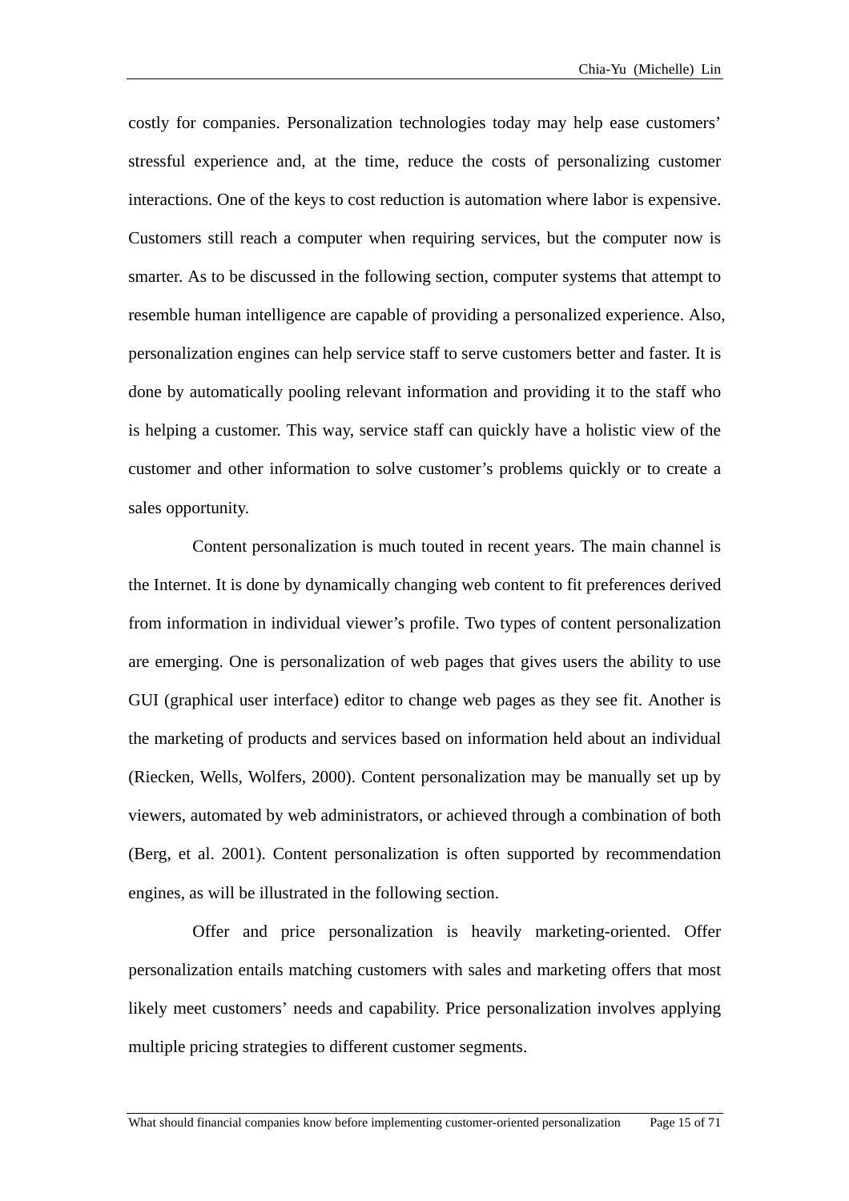costly for companies. Personalization technologies today may help ease customers' stressful experience and, at the time, reduce the costs of personalizing customer interactions. One of the keys to cost reduction is automation where labor is expensive. Customers still reach a computer when requiring services, but the computer now is smarter. As to be discussed in the following section, computer systems that attempt to resemble human intelligence are capable of providing a personalized experience. Also, personalization engines can help service staff to serve customers better and faster. It is done by automatically pooling relevant information and providing it to the staff who is helping a customer. This way, service staff can quickly have a holistic view of the customer and other information to solve customer's problems quickly or to create a sales opportunity.

Content personalization is much touted in recent years. The main channel is the Internet. It is done by dynamically changing web content to fit preferences derived from information in individual viewer's profile. Two types of content personalization are emerging. One is personalization of web pages that gives users the ability to use GUI (graphical user interface) editor to change web pages as they see fit. Another is the marketing of products and services based on information held about an individual (Riecken, Wells, Wolfers, 2000). Content personalization may be manually set up by viewers, automated by web administrators, or achieved through a combination of both (Berg, et al. 2001). Content personalization is often supported by recommendation engines, as will be illustrated in the following section.

Offer and price personalization is heavily marketing-oriented. Offer personalization entails matching customers with sales and marketing offers that most likely meet customers' needs and capability. Price personalization involves applying multiple pricing strategies to different customer segments.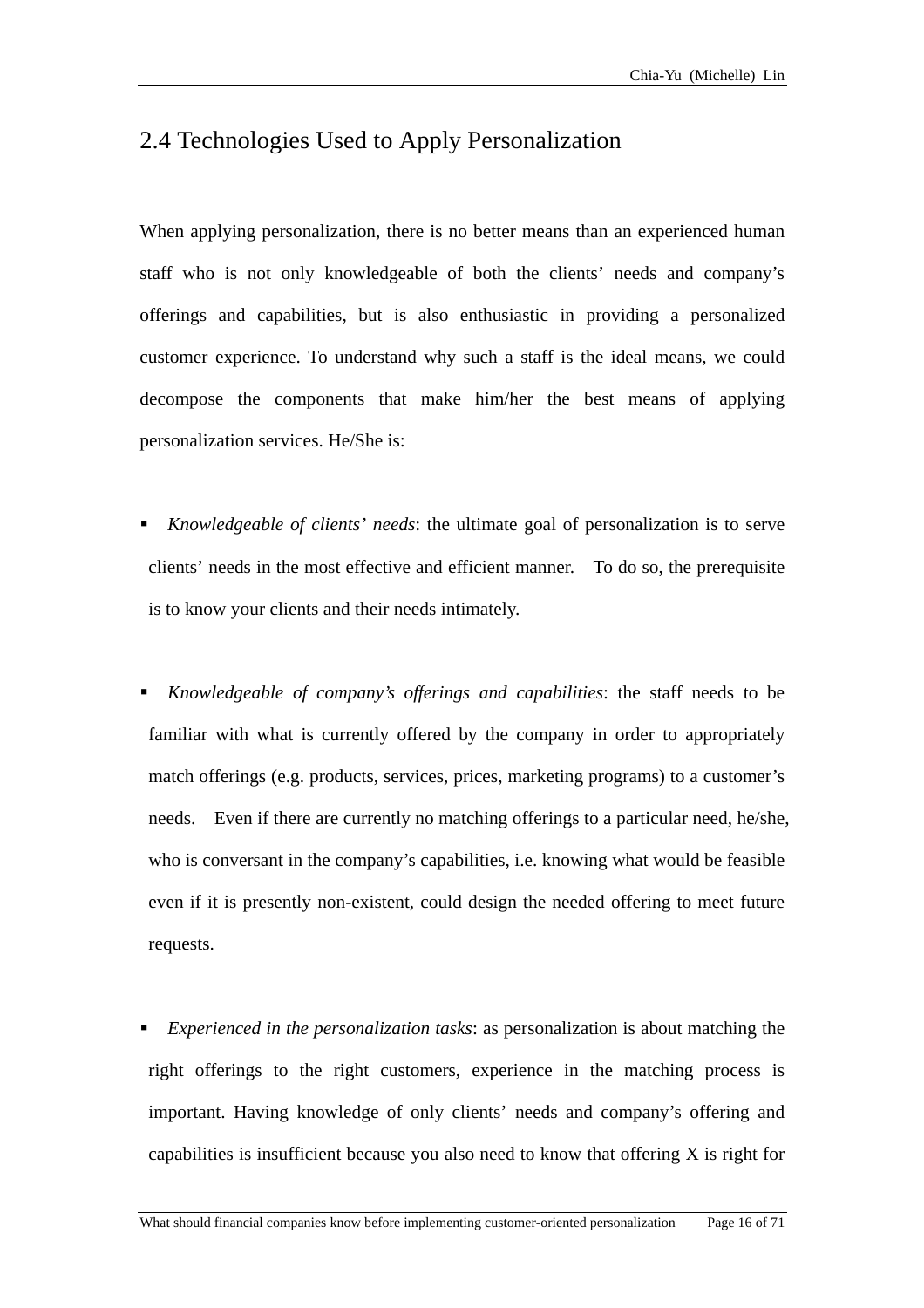## 2.4 Technologies Used to Apply Personalization

When applying personalization, there is no better means than an experienced human staff who is not only knowledgeable of both the clients' needs and company's offerings and capabilities, but is also enthusiastic in providing a personalized customer experience. To understand why such a staff is the ideal means, we could decompose the components that make him/her the best means of applying personalization services. He/She is:

- *Knowledgeable of clients' needs*: the ultimate goal of personalization is to serve clients' needs in the most effective and efficient manner. To do so, the prerequisite is to know your clients and their needs intimately.

- *Knowledgeable of company's offerings and capabilities*: the staff needs to be familiar with what is currently offered by the company in order to appropriately match offerings (e.g. products, services, prices, marketing programs) to a customer's needs. Even if there are currently no matching offerings to a particular need, he/she, who is conversant in the company's capabilities, i.e. knowing what would be feasible even if it is presently non-existent, could design the needed offering to meet future requests.

- *Experienced in the personalization tasks*: as personalization is about matching the right offerings to the right customers, experience in the matching process is important. Having knowledge of only clients' needs and company's offering and capabilities is insufficient because you also need to know that offering X is right for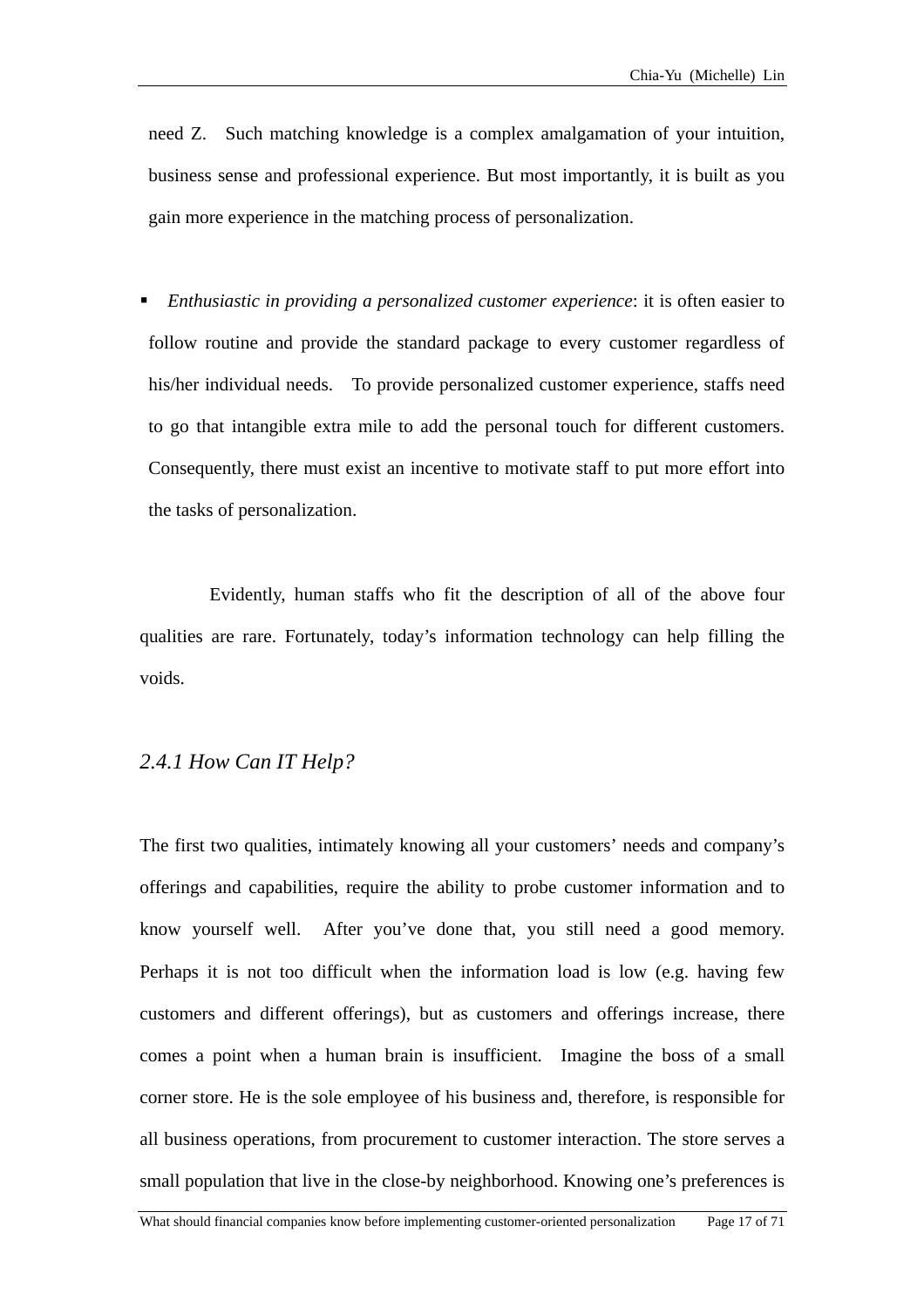need Z. Such matching knowledge is a complex amalgamation of your intuition, business sense and professional experience. But most importantly, it is built as you gain more experience in the matching process of personalization.

- *Enthusiastic in providing a personalized customer experience*: it is often easier to follow routine and provide the standard package to every customer regardless of his/her individual needs. To provide personalized customer experience, staffs need to go that intangible extra mile to add the personal touch for different customers. Consequently, there must exist an incentive to motivate staff to put more effort into the tasks of personalization.

Evidently, human staffs who fit the description of all of the above four qualities are rare. Fortunately, today's information technology can help filling the voids.

### *2.4.1 How Can IT Help?*

The first two qualities, intimately knowing all your customers' needs and company's offerings and capabilities, require the ability to probe customer information and to know yourself well. After you've done that, you still need a good memory. Perhaps it is not too difficult when the information load is low (e.g. having few customers and different offerings), but as customers and offerings increase, there comes a point when a human brain is insufficient. Imagine the boss of a small corner store. He is the sole employee of his business and, therefore, is responsible for all business operations, from procurement to customer interaction. The store serves a small population that live in the close-by neighborhood. Knowing one's preferences is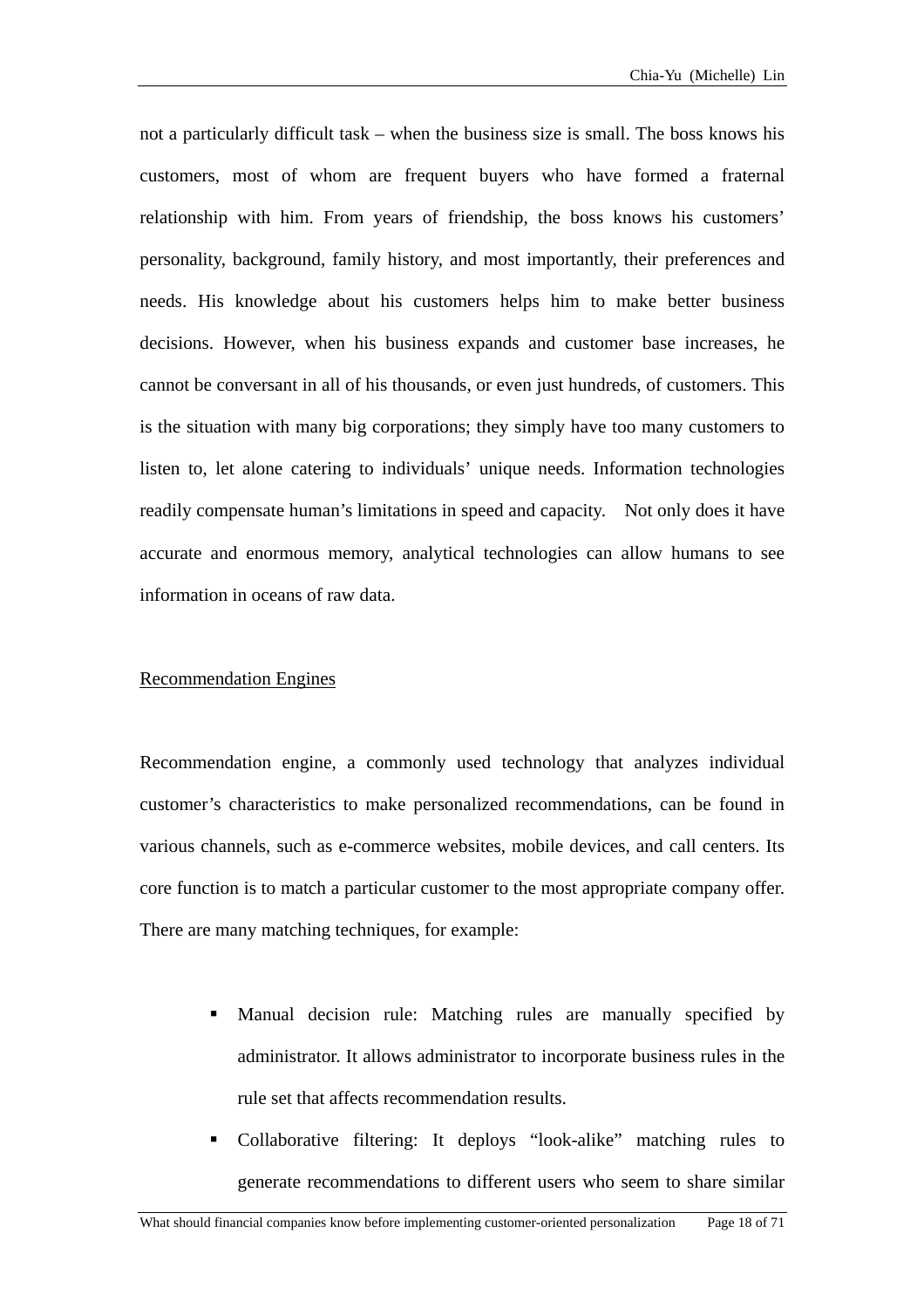not a particularly difficult task – when the business size is small. The boss knows his customers, most of whom are frequent buyers who have formed a fraternal relationship with him. From years of friendship, the boss knows his customers' personality, background, family history, and most importantly, their preferences and needs. His knowledge about his customers helps him to make better business decisions. However, when his business expands and customer base increases, he cannot be conversant in all of his thousands, or even just hundreds, of customers. This is the situation with many big corporations; they simply have too many customers to listen to, let alone catering to individuals' unique needs. Information technologies readily compensate human's limitations in speed and capacity. Not only does it have accurate and enormous memory, analytical technologies can allow humans to see information in oceans of raw data.

<u>Recommendation Engines</u>

Recommendation engine, a commonly used technology that analyzes individual customer's characteristics to make personalized recommendations, can be found in various channels, such as e-commerce websites, mobile devices, and call centers. Its core function is to match a particular customer to the most appropriate company offer. There are many matching techniques, for example:

- Manual decision rule: Matching rules are manually specified by administrator. It allows administrator to incorporate business rules in the rule set that affects recommendation results.
- Collaborative filtering: It deploys "look-alike" matching rules to generate recommendations to different users who seem to share similar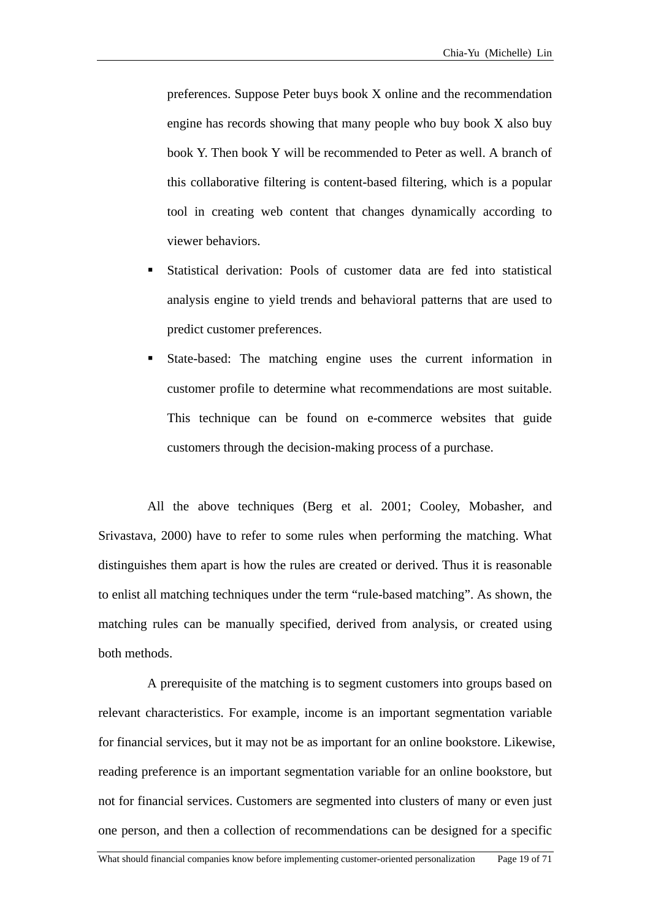preferences. Suppose Peter buys book X online and the recommendation engine has records showing that many people who buy book X also buy book Y. Then book Y will be recommended to Peter as well. A branch of this collaborative filtering is content-based filtering, which is a popular tool in creating web content that changes dynamically according to viewer behaviors.

- Statistical derivation: Pools of customer data are fed into statistical analysis engine to yield trends and behavioral patterns that are used to predict customer preferences.
- State-based: The matching engine uses the current information in customer profile to determine what recommendations are most suitable. This technique can be found on e-commerce websites that guide customers through the decision-making process of a purchase.

All the above techniques (Berg et al. 2001; Cooley, Mobasher, and Srivastava, 2000) have to refer to some rules when performing the matching. What distinguishes them apart is how the rules are created or derived. Thus it is reasonable to enlist all matching techniques under the term "rule-based matching". As shown, the matching rules can be manually specified, derived from analysis, or created using both methods.

A prerequisite of the matching is to segment customers into groups based on relevant characteristics. For example, income is an important segmentation variable for financial services, but it may not be as important for an online bookstore. Likewise, reading preference is an important segmentation variable for an online bookstore, but not for financial services. Customers are segmented into clusters of many or even just one person, and then a collection of recommendations can be designed for a specific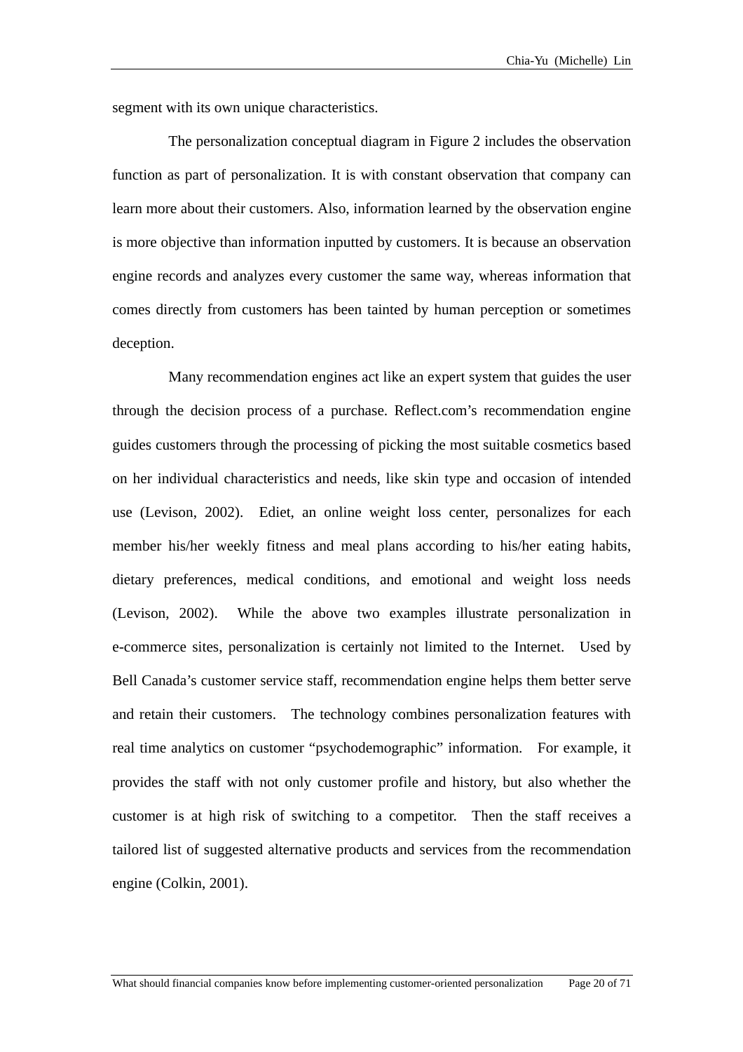segment with its own unique characteristics.

The personalization conceptual diagram in Figure 2 includes the observation function as part of personalization. It is with constant observation that company can learn more about their customers. Also, information learned by the observation engine is more objective than information inputted by customers. It is because an observation engine records and analyzes every customer the same way, whereas information that comes directly from customers has been tainted by human perception or sometimes deception.

Many recommendation engines act like an expert system that guides the user through the decision process of a purchase. Reflect.com's recommendation engine guides customers through the processing of picking the most suitable cosmetics based on her individual characteristics and needs, like skin type and occasion of intended use (Levison, 2002). Ediet, an online weight loss center, personalizes for each member his/her weekly fitness and meal plans according to his/her eating habits, dietary preferences, medical conditions, and emotional and weight loss needs (Levison, 2002). While the above two examples illustrate personalization in e-commerce sites, personalization is certainly not limited to the Internet. Used by Bell Canada's customer service staff, recommendation engine helps them better serve and retain their customers. The technology combines personalization features with real time analytics on customer "psychodemographic" information. For example, it provides the staff with not only customer profile and history, but also whether the customer is at high risk of switching to a competitor. Then the staff receives a tailored list of suggested alternative products and services from the recommendation engine (Colkin, 2001).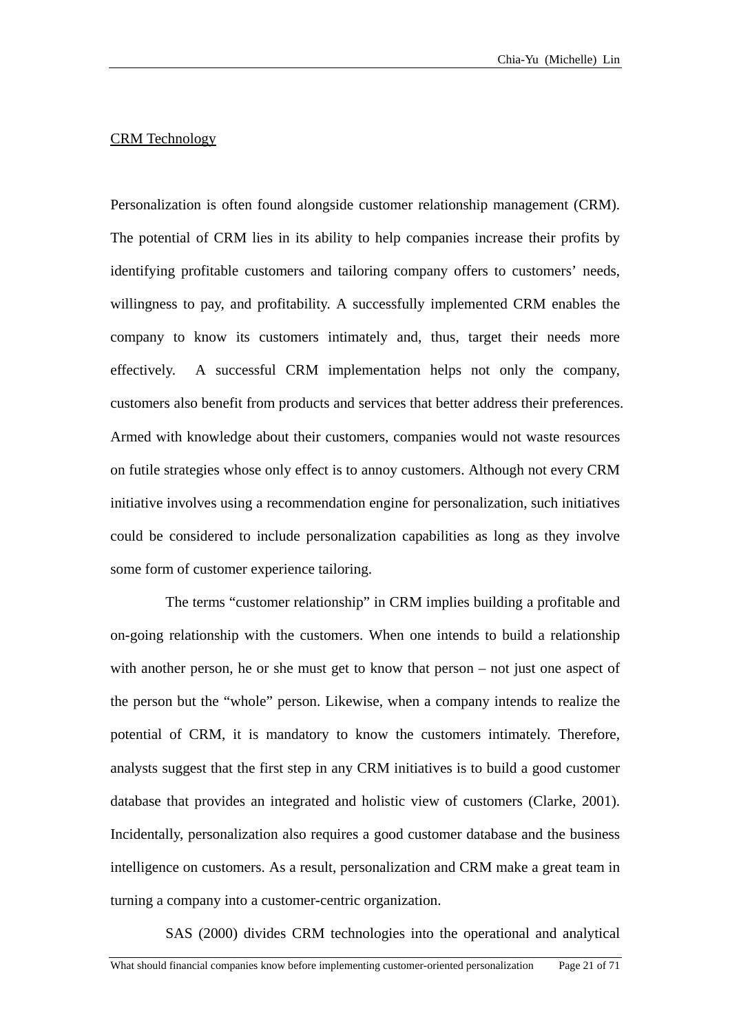CRM Technology

Personalization is often found alongside customer relationship management (CRM). The potential of CRM lies in its ability to help companies increase their profits by identifying profitable customers and tailoring company offers to customers' needs, willingness to pay, and profitability. A successfully implemented CRM enables the company to know its customers intimately and, thus, target their needs more effectively. A successful CRM implementation helps not only the company, customers also benefit from products and services that better address their preferences. Armed with knowledge about their customers, companies would not waste resources on futile strategies whose only effect is to annoy customers. Although not every CRM initiative involves using a recommendation engine for personalization, such initiatives could be considered to include personalization capabilities as long as they involve some form of customer experience tailoring.

The terms "customer relationship" in CRM implies building a profitable and on-going relationship with the customers. When one intends to build a relationship with another person, he or she must get to know that person – not just one aspect of the person but the "whole" person. Likewise, when a company intends to realize the potential of CRM, it is mandatory to know the customers intimately. Therefore, analysts suggest that the first step in any CRM initiatives is to build a good customer database that provides an integrated and holistic view of customers (Clarke, 2001). Incidentally, personalization also requires a good customer database and the business intelligence on customers. As a result, personalization and CRM make a great team in turning a company into a customer-centric organization.

SAS (2000) divides CRM technologies into the operational and analytical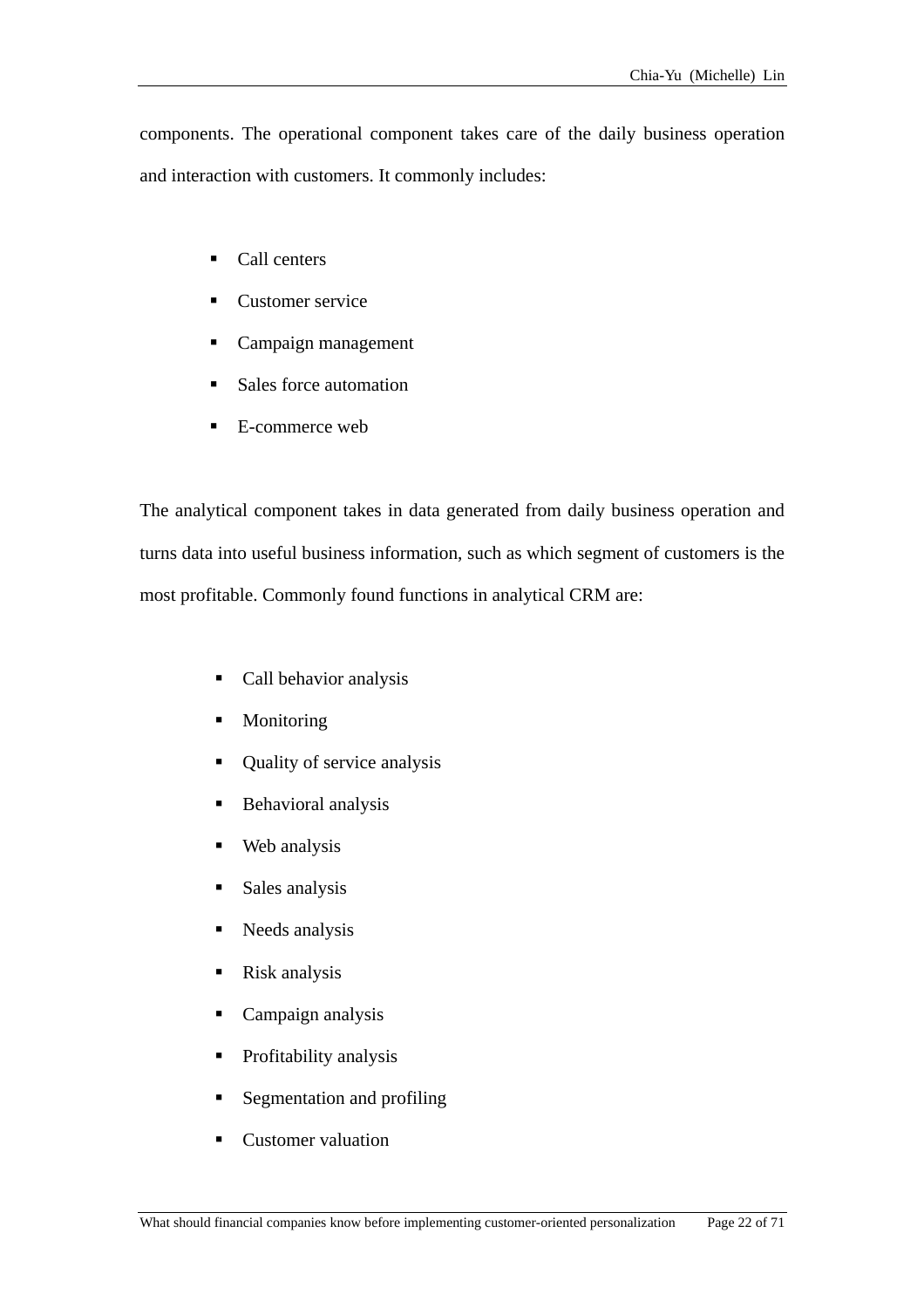components. The operational component takes care of the daily business operation and interaction with customers. It commonly includes:

- Call centers
- Customer service
- Campaign management
- Sales force automation
- E-commerce web

The analytical component takes in data generated from daily business operation and turns data into useful business information, such as which segment of customers is the most profitable. Commonly found functions in analytical CRM are:

- Call behavior analysis
- Monitoring
- Quality of service analysis
- Behavioral analysis
- Web analysis
- Sales analysis
- Needs analysis
- Risk analysis
- Campaign analysis
- Profitability analysis
- Segmentation and profiling
- Customer valuation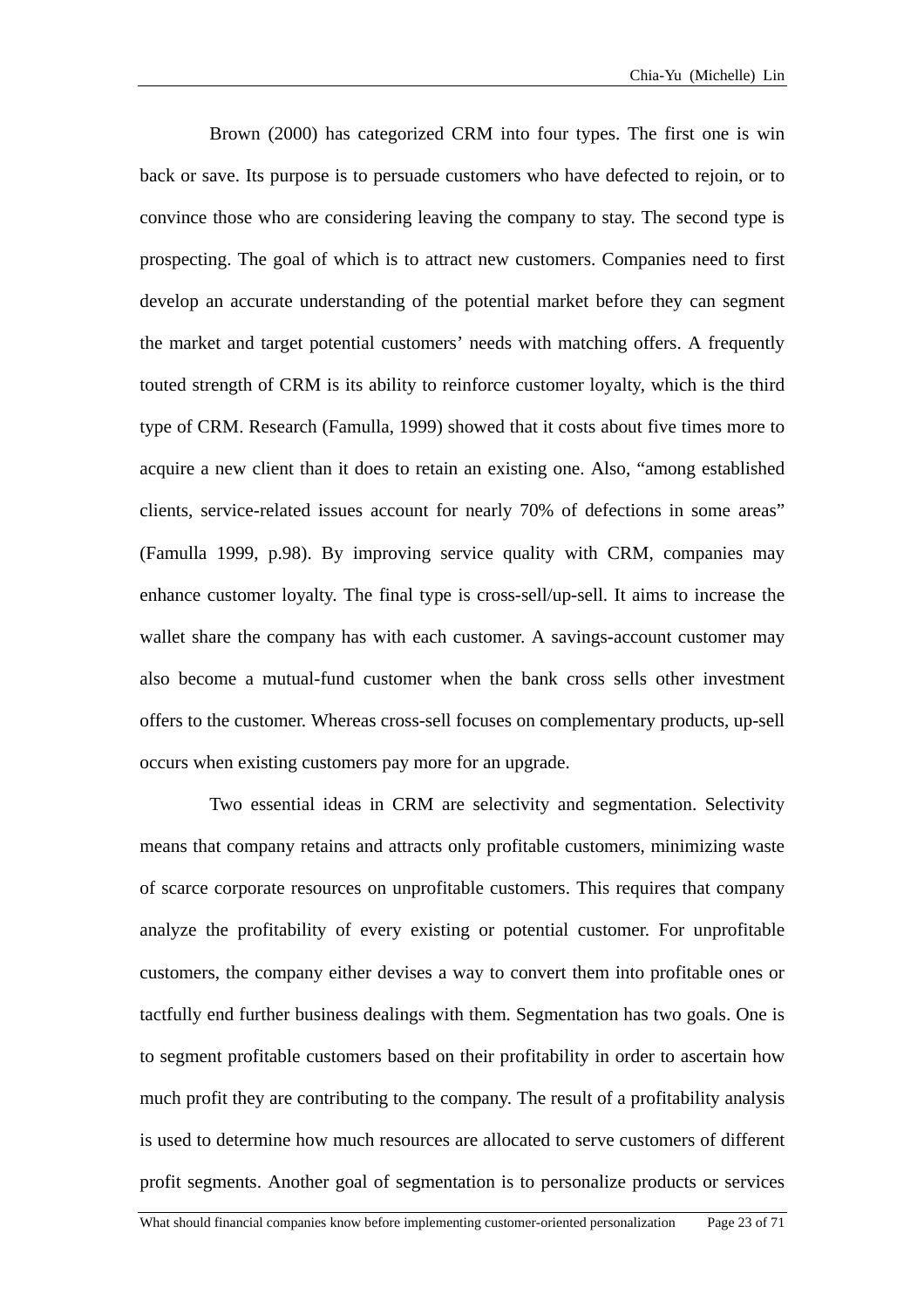Brown (2000) has categorized CRM into four types. The first one is win back or save. Its purpose is to persuade customers who have defected to rejoin, or to convince those who are considering leaving the company to stay. The second type is prospecting. The goal of which is to attract new customers. Companies need to first develop an accurate understanding of the potential market before they can segment the market and target potential customers' needs with matching offers. A frequently touted strength of CRM is its ability to reinforce customer loyalty, which is the third type of CRM. Research (Famulla, 1999) showed that it costs about five times more to acquire a new client than it does to retain an existing one. Also, "among established clients, service-related issues account for nearly 70% of defections in some areas" (Famulla 1999, p.98). By improving service quality with CRM, companies may enhance customer loyalty. The final type is cross-sell/up-sell. It aims to increase the wallet share the company has with each customer. A savings-account customer may also become a mutual-fund customer when the bank cross sells other investment offers to the customer. Whereas cross-sell focuses on complementary products, up-sell occurs when existing customers pay more for an upgrade.

Two essential ideas in CRM are selectivity and segmentation. Selectivity means that company retains and attracts only profitable customers, minimizing waste of scarce corporate resources on unprofitable customers. This requires that company analyze the profitability of every existing or potential customer. For unprofitable customers, the company either devises a way to convert them into profitable ones or tactfully end further business dealings with them. Segmentation has two goals. One is to segment profitable customers based on their profitability in order to ascertain how much profit they are contributing to the company. The result of a profitability analysis is used to determine how much resources are allocated to serve customers of different profit segments. Another goal of segmentation is to personalize products or services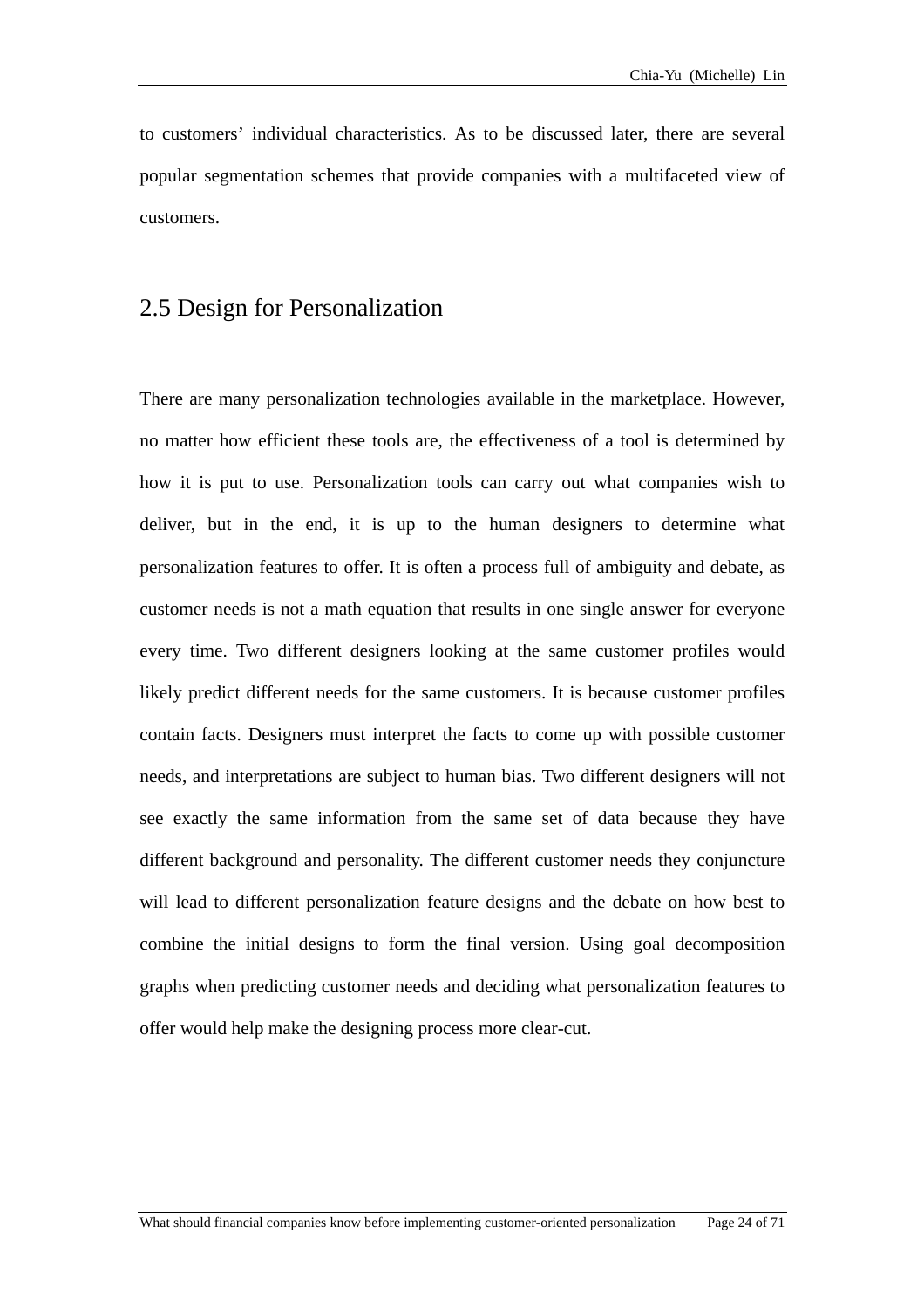to customers' individual characteristics. As to be discussed later, there are several popular segmentation schemes that provide companies with a multifaceted view of customers.

## 2.5 Design for Personalization

There are many personalization technologies available in the marketplace. However, no matter how efficient these tools are, the effectiveness of a tool is determined by how it is put to use. Personalization tools can carry out what companies wish to deliver, but in the end, it is up to the human designers to determine what personalization features to offer. It is often a process full of ambiguity and debate, as customer needs is not a math equation that results in one single answer for everyone every time. Two different designers looking at the same customer profiles would likely predict different needs for the same customers. It is because customer profiles contain facts. Designers must interpret the facts to come up with possible customer needs, and interpretations are subject to human bias. Two different designers will not see exactly the same information from the same set of data because they have different background and personality. The different customer needs they conjuncture will lead to different personalization feature designs and the debate on how best to combine the initial designs to form the final version. Using goal decomposition graphs when predicting customer needs and deciding what personalization features to offer would help make the designing process more clear-cut.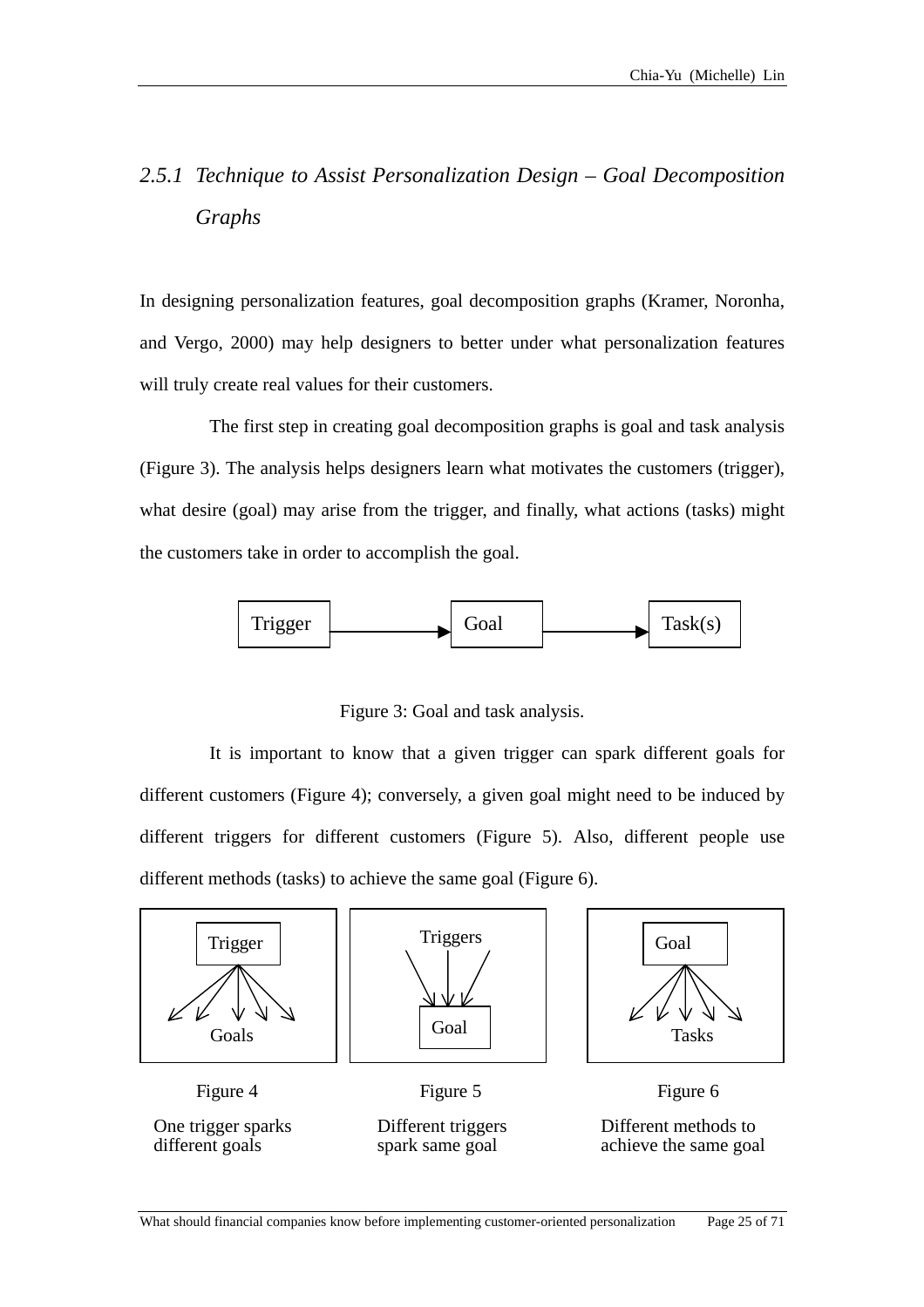### *2.5.1 Technique to Assist Personalization Design – Goal Decomposition Graphs*

In designing personalization features, goal decomposition graphs (Kramer, Noronha, and Vergo, 2000) may help designers to better under what personalization features will truly create real values for their customers.

The first step in creating goal decomposition graphs is goal and task analysis (Figure 3). The analysis helps designers learn what motivates the customers (trigger), what desire (goal) may arise from the trigger, and finally, what actions (tasks) might the customers take in order to accomplish the goal.

Trigger → Goal → Task(s)

Figure 3: Goal and task analysis.

It is important to know that a given trigger can spark different goals for different customers (Figure 4); conversely, a given goal might need to be induced by different triggers for different customers (Figure 5). Also, different people use different methods (tasks) to achieve the same goal (Figure 6).

Figure 4

One trigger sparks different goals

Figure 5

Different triggers spark same goal

Figure 6

Different methods to achieve the same goal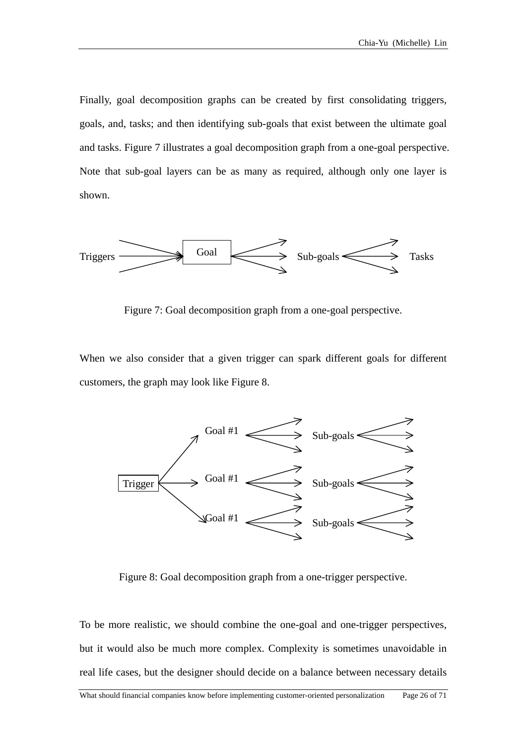Finally, goal decomposition graphs can be created by first consolidating triggers, goals, and, tasks; and then identifying sub-goals that exist between the ultimate goal and tasks. Figure 7 illustrates a goal decomposition graph from a one-goal perspective. Note that sub-goal layers can be as many as required, although only one layer is shown.

Triggers → Goal → Sub-goals → Tasks

Figure 7: Goal decomposition graph from a one-goal perspective.

When we also consider that a given trigger can spark different goals for different customers, the graph may look like Figure 8.

Trigger → Goal #1 → Sub-goals →
Trigger → Goal #1 → Sub-goals →
Trigger → Goal #1 → Sub-goals →

Figure 8: Goal decomposition graph from a one-trigger perspective.

To be more realistic, we should combine the one-goal and one-trigger perspectives, but it would also be much more complex. Complexity is sometimes unavoidable in real life cases, but the designer should decide on a balance between necessary details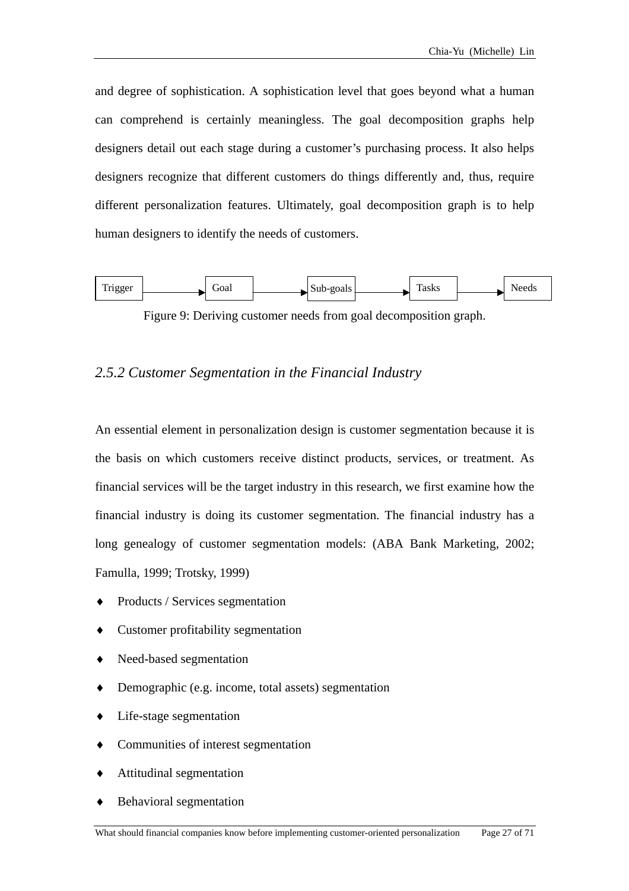and degree of sophistication. A sophistication level that goes beyond what a human can comprehend is certainly meaningless. The goal decomposition graphs help designers detail out each stage during a customer's purchasing process. It also helps designers recognize that different customers do things differently and, thus, require different personalization features. Ultimately, goal decomposition graph is to help human designers to identify the needs of customers.

Trigger → Goal → Sub-goals → Tasks → Needs

Figure 9: Deriving customer needs from goal decomposition graph.

### *2.5.2 Customer Segmentation in the Financial Industry*

An essential element in personalization design is customer segmentation because it is the basis on which customers receive distinct products, services, or treatment. As financial services will be the target industry in this research, we first examine how the financial industry is doing its customer segmentation. The financial industry has a long genealogy of customer segmentation models: (ABA Bank Marketing, 2002; Famulla, 1999; Trotsky, 1999)

- Products / Services segmentation
- Customer profitability segmentation
- Need-based segmentation
- Demographic (e.g. income, total assets) segmentation
- Life-stage segmentation
- Communities of interest segmentation
- Attitudinal segmentation
- Behavioral segmentation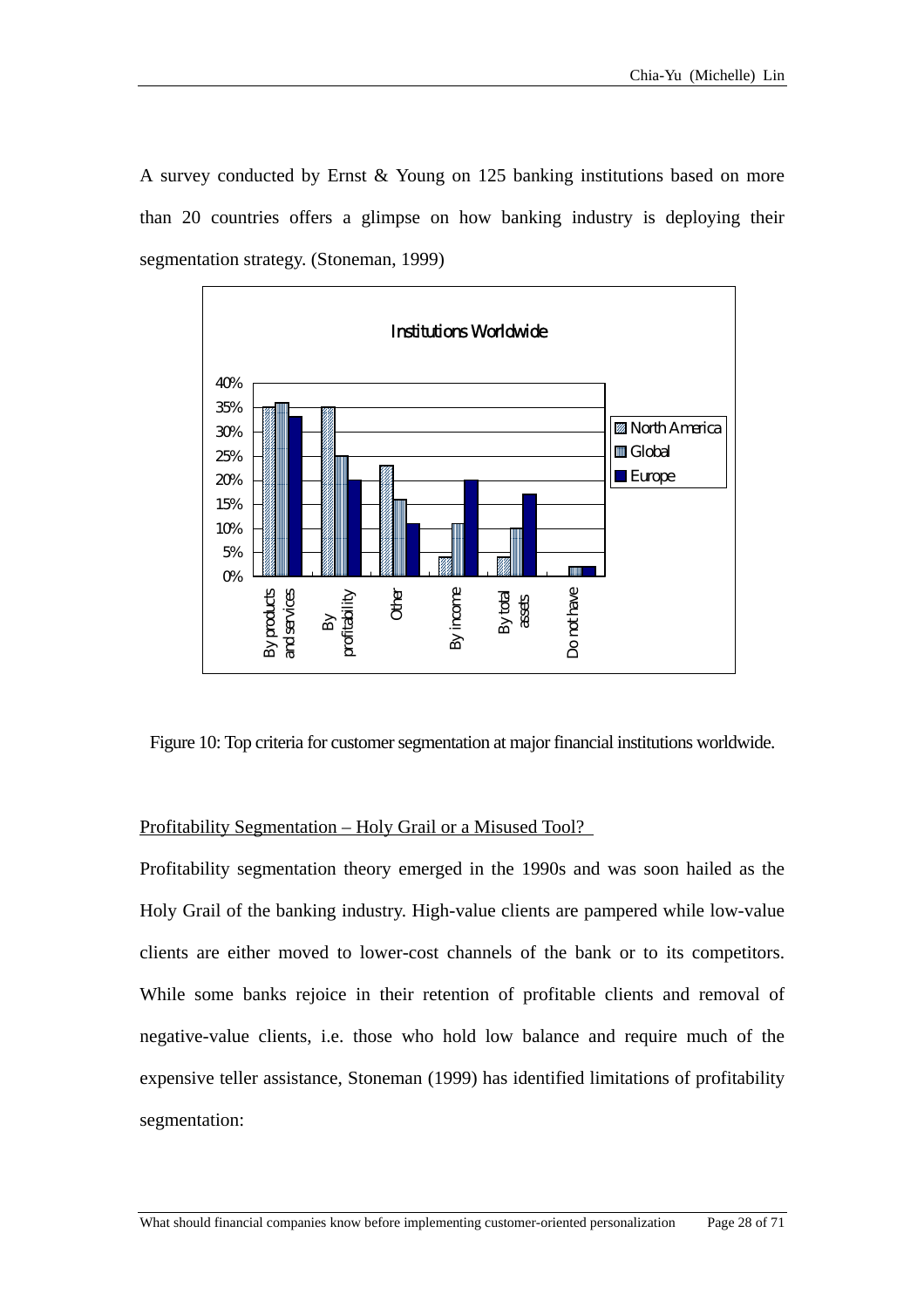A survey conducted by Ernst & Young on 125 banking institutions based on more than 20 countries offers a glimpse on how banking industry is deploying their segmentation strategy. (Stoneman, 1999)

Figure 10: Top criteria for customer segmentation at major financial institutions worldwide.

Profitability Segmentation – Holy Grail or a Misused Tool?

Profitability segmentation theory emerged in the 1990s and was soon hailed as the Holy Grail of the banking industry. High-value clients are pampered while low-value clients are either moved to lower-cost channels of the bank or to its competitors. While some banks rejoice in their retention of profitable clients and removal of negative-value clients, i.e. those who hold low balance and require much of the expensive teller assistance, Stoneman (1999) has identified limitations of profitability segmentation: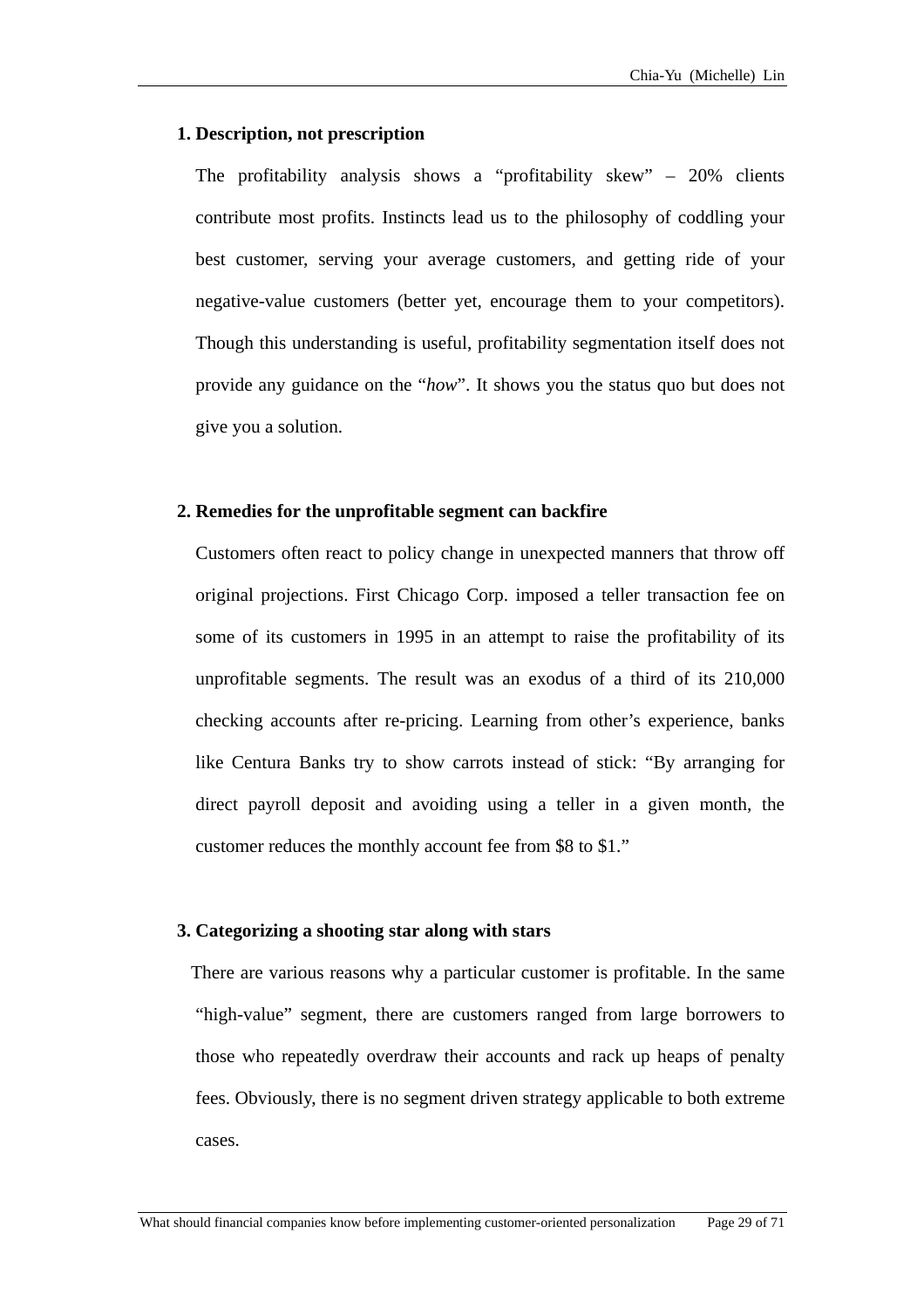**1. Description, not prescription**

The profitability analysis shows a “profitability skew” – 20% clients contribute most profits. Instincts lead us to the philosophy of coddling your best customer, serving your average customers, and getting ride of your negative-value customers (better yet, encourage them to your competitors). Though this understanding is useful, profitability segmentation itself does not provide any guidance on the “*how*”. It shows you the status quo but does not give you a solution.

**2. Remedies for the unprofitable segment can backfire**

Customers often react to policy change in unexpected manners that throw off original projections. First Chicago Corp. imposed a teller transaction fee on some of its customers in 1995 in an attempt to raise the profitability of its unprofitable segments. The result was an exodus of a third of its 210,000 checking accounts after re-pricing. Learning from other’s experience, banks like Centura Banks try to show carrots instead of stick: “By arranging for direct payroll deposit and avoiding using a teller in a given month, the customer reduces the monthly account fee from $8 to $1.”

**3. Categorizing a shooting star along with stars**

There are various reasons why a particular customer is profitable. In the same “high-value” segment, there are customers ranged from large borrowers to those who repeatedly overdraw their accounts and rack up heaps of penalty fees. Obviously, there is no segment driven strategy applicable to both extreme cases.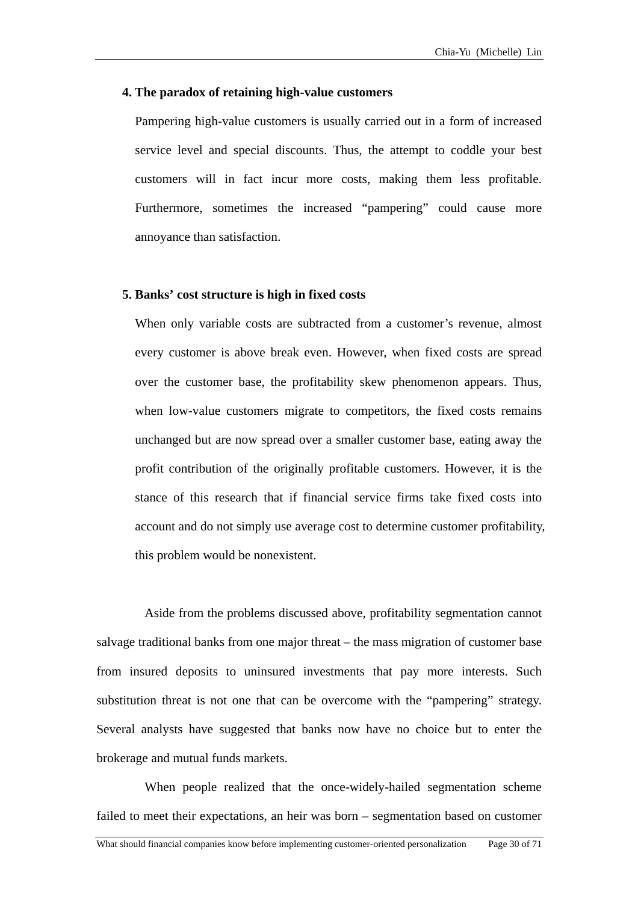**4. The paradox of retaining high-value customers**

Pampering high-value customers is usually carried out in a form of increased service level and special discounts. Thus, the attempt to coddle your best customers will in fact incur more costs, making them less profitable. Furthermore, sometimes the increased "pampering" could cause more annoyance than satisfaction.

**5. Banks' cost structure is high in fixed costs**

When only variable costs are subtracted from a customer's revenue, almost every customer is above break even. However, when fixed costs are spread over the customer base, the profitability skew phenomenon appears. Thus, when low-value customers migrate to competitors, the fixed costs remains unchanged but are now spread over a smaller customer base, eating away the profit contribution of the originally profitable customers. However, it is the stance of this research that if financial service firms take fixed costs into account and do not simply use average cost to determine customer profitability, this problem would be nonexistent.

Aside from the problems discussed above, profitability segmentation cannot salvage traditional banks from one major threat – the mass migration of customer base from insured deposits to uninsured investments that pay more interests. Such substitution threat is not one that can be overcome with the "pampering" strategy. Several analysts have suggested that banks now have no choice but to enter the brokerage and mutual funds markets.

When people realized that the once-widely-hailed segmentation scheme failed to meet their expectations, an heir was born – segmentation based on customer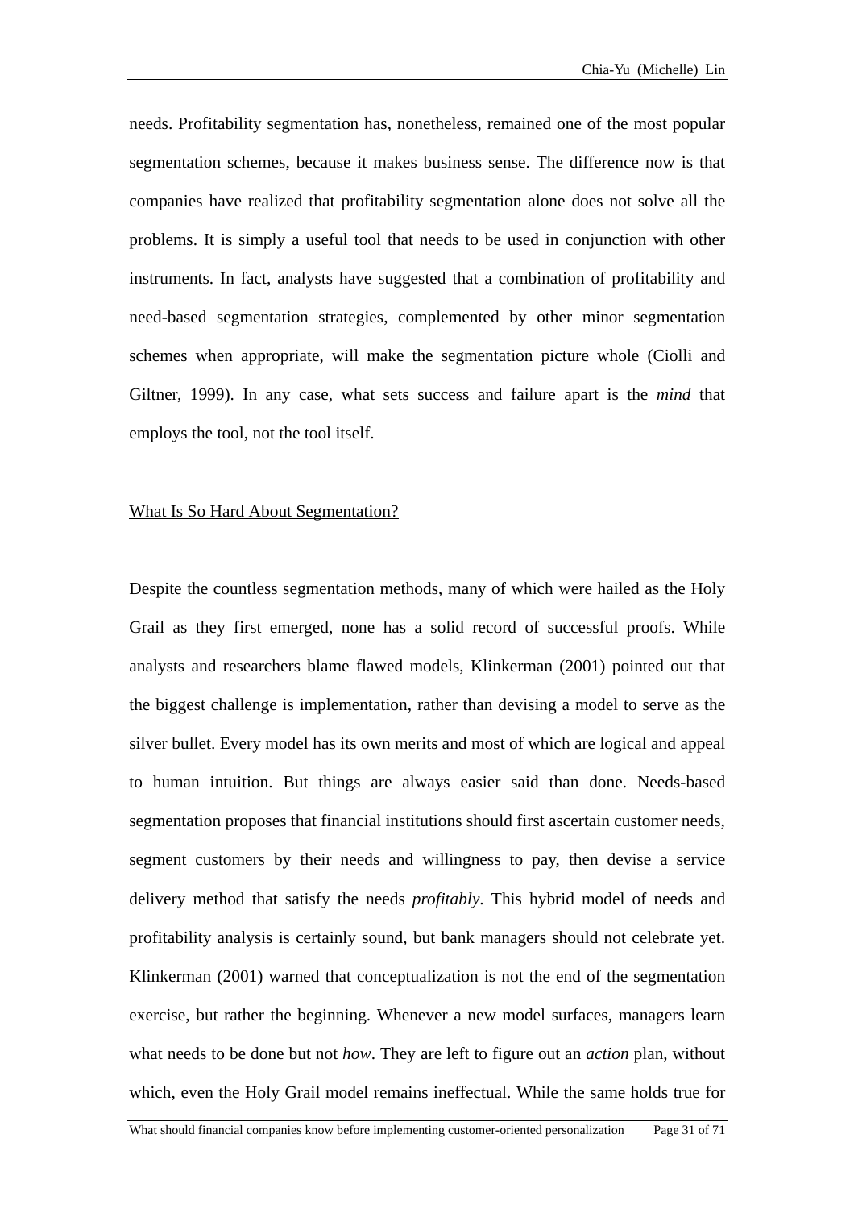needs. Profitability segmentation has, nonetheless, remained one of the most popular segmentation schemes, because it makes business sense. The difference now is that companies have realized that profitability segmentation alone does not solve all the problems. It is simply a useful tool that needs to be used in conjunction with other instruments. In fact, analysts have suggested that a combination of profitability and need-based segmentation strategies, complemented by other minor segmentation schemes when appropriate, will make the segmentation picture whole (Ciolli and Giltner, 1999). In any case, what sets success and failure apart is the *mind* that employs the tool, not the tool itself.

## What Is So Hard About Segmentation?

Despite the countless segmentation methods, many of which were hailed as the Holy Grail as they first emerged, none has a solid record of successful proofs. While analysts and researchers blame flawed models, Klinkerman (2001) pointed out that the biggest challenge is implementation, rather than devising a model to serve as the silver bullet. Every model has its own merits and most of which are logical and appeal to human intuition. But things are always easier said than done. Needs-based segmentation proposes that financial institutions should first ascertain customer needs, segment customers by their needs and willingness to pay, then devise a service delivery method that satisfy the needs *profitably*. This hybrid model of needs and profitability analysis is certainly sound, but bank managers should not celebrate yet. Klinkerman (2001) warned that conceptualization is not the end of the segmentation exercise, but rather the beginning. Whenever a new model surfaces, managers learn what needs to be done but not *how*. They are left to figure out an *action* plan, without which, even the Holy Grail model remains ineffectual. While the same holds true for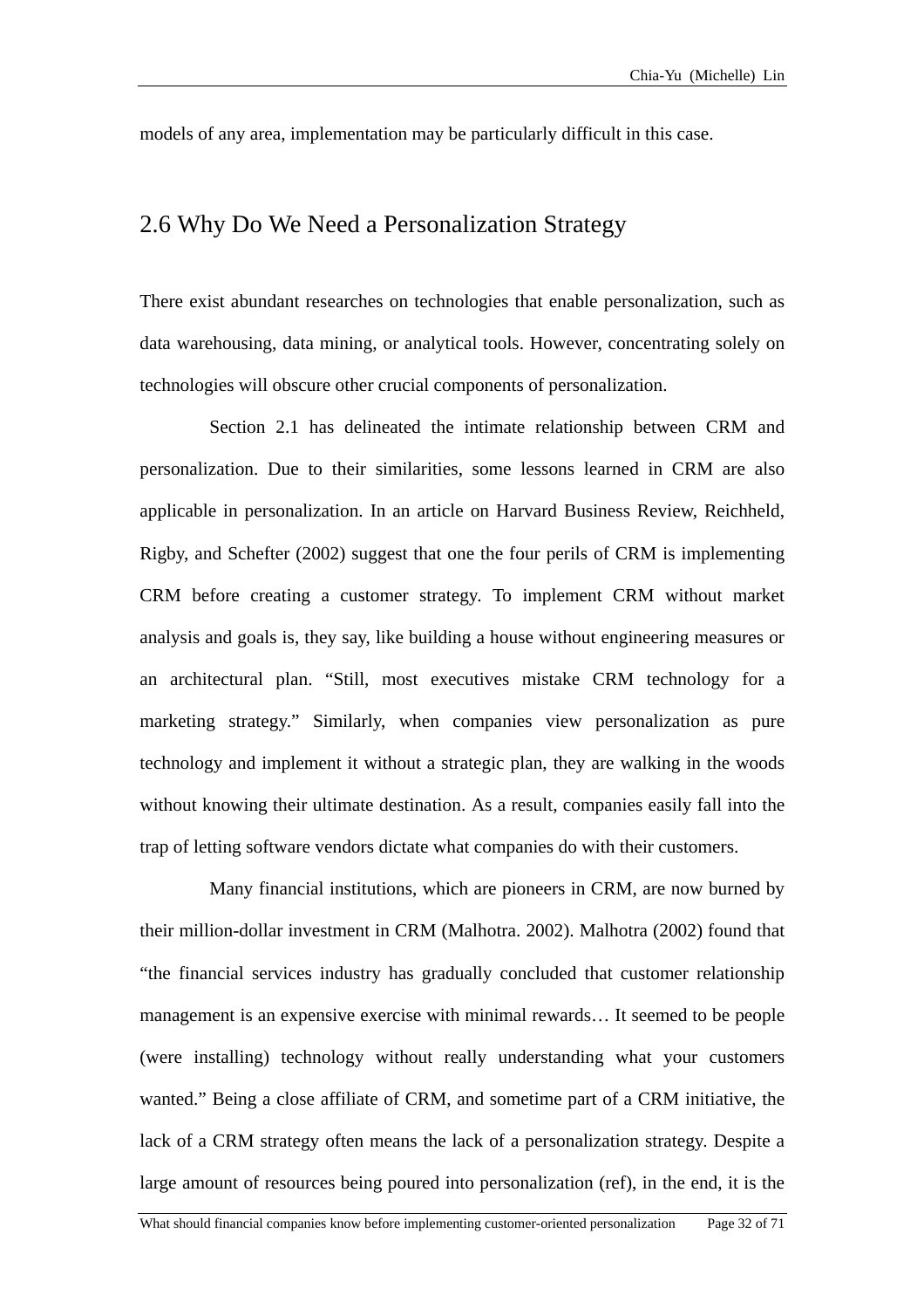models of any area, implementation may be particularly difficult in this case.

## 2.6 Why Do We Need a Personalization Strategy

There exist abundant researches on technologies that enable personalization, such as data warehousing, data mining, or analytical tools. However, concentrating solely on technologies will obscure other crucial components of personalization.

Section 2.1 has delineated the intimate relationship between CRM and personalization. Due to their similarities, some lessons learned in CRM are also applicable in personalization. In an article on Harvard Business Review, Reichheld, Rigby, and Schefter (2002) suggest that one the four perils of CRM is implementing CRM before creating a customer strategy. To implement CRM without market analysis and goals is, they say, like building a house without engineering measures or an architectural plan. "Still, most executives mistake CRM technology for a marketing strategy." Similarly, when companies view personalization as pure technology and implement it without a strategic plan, they are walking in the woods without knowing their ultimate destination. As a result, companies easily fall into the trap of letting software vendors dictate what companies do with their customers.

Many financial institutions, which are pioneers in CRM, are now burned by their million-dollar investment in CRM (Malhotra. 2002). Malhotra (2002) found that "the financial services industry has gradually concluded that customer relationship management is an expensive exercise with minimal rewards… It seemed to be people (were installing) technology without really understanding what your customers wanted." Being a close affiliate of CRM, and sometime part of a CRM initiative, the lack of a CRM strategy often means the lack of a personalization strategy. Despite a large amount of resources being poured into personalization (ref), in the end, it is the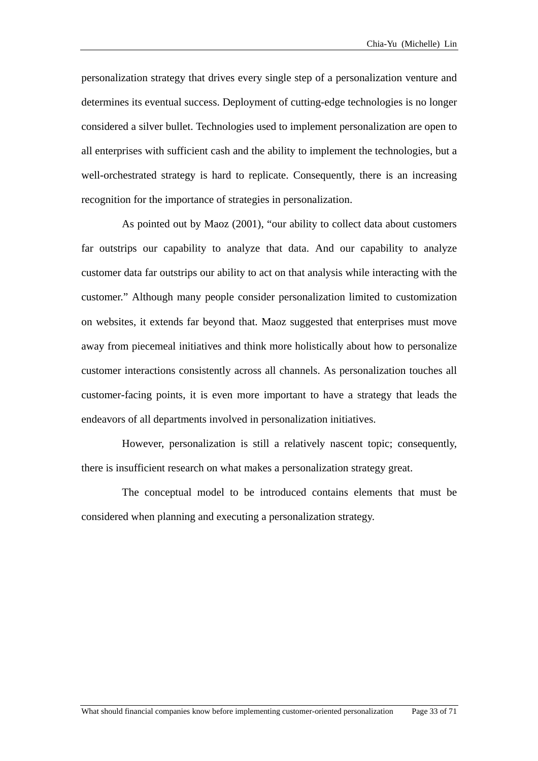personalization strategy that drives every single step of a personalization venture and determines its eventual success. Deployment of cutting-edge technologies is no longer considered a silver bullet. Technologies used to implement personalization are open to all enterprises with sufficient cash and the ability to implement the technologies, but a well-orchestrated strategy is hard to replicate. Consequently, there is an increasing recognition for the importance of strategies in personalization.

As pointed out by Maoz (2001), "our ability to collect data about customers far outstrips our capability to analyze that data. And our capability to analyze customer data far outstrips our ability to act on that analysis while interacting with the customer." Although many people consider personalization limited to customization on websites, it extends far beyond that. Maoz suggested that enterprises must move away from piecemeal initiatives and think more holistically about how to personalize customer interactions consistently across all channels. As personalization touches all customer-facing points, it is even more important to have a strategy that leads the endeavors of all departments involved in personalization initiatives.

However, personalization is still a relatively nascent topic; consequently, there is insufficient research on what makes a personalization strategy great.

The conceptual model to be introduced contains elements that must be considered when planning and executing a personalization strategy.